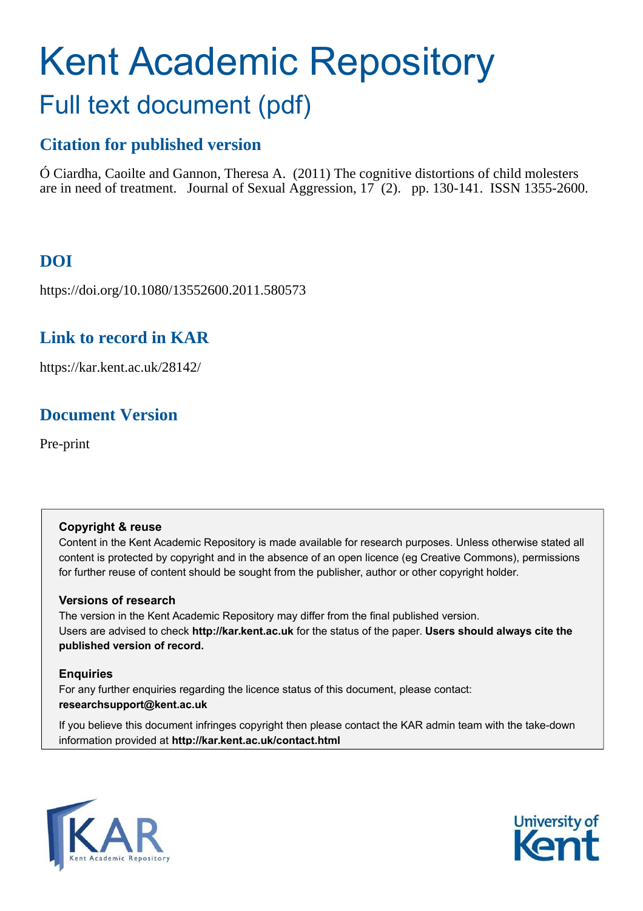# Kent Academic Repository

## Full text document (pdf)

### Citation for published version

Ó Ciardha, Caoilte and Gannon, Theresa A. (2011) The cognitive distortions of child molesters are in need of treatment. Journal of Sexual Aggression, 17 (2). pp. 130-141. ISSN 1355-2600.

### DOI

https://doi.org/10.1080/13552600.2011.580573

### Link to record in KAR

https://kar.kent.ac.uk/28142/

### Document Version

Pre-print

**Copyright & reuse**

Content in the Kent Academic Repository is made available for research purposes. Unless otherwise stated all content is protected by copyright and in the absence of an open licence (eg Creative Commons), permissions for further reuse of content should be sought from the publisher, author or other copyright holder.

**Versions of research**

The version in the Kent Academic Repository may differ from the final published version. Users are advised to check **http://kar.kent.ac.uk** for the status of the paper. **Users should always cite the published version of record.**

**Enquiries**

For any further enquiries regarding the licence status of this document, please contact: **researchsupport@kent.ac.uk**

If you believe this document infringes copyright then please contact the KAR admin team with the take-down information provided at **http://kar.kent.ac.uk/contact.html**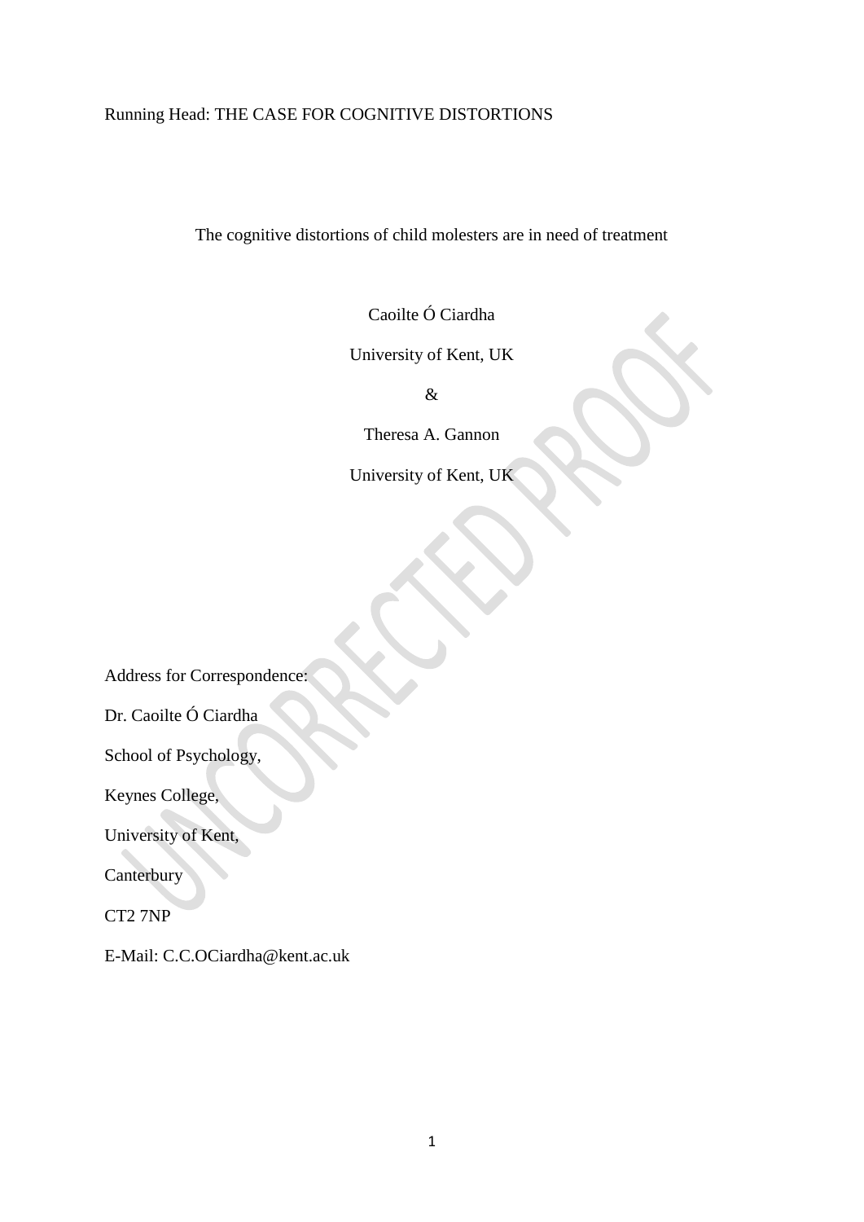The cognitive distortions of child molesters are in need of treatment

Caoilte Ó Ciardha

University of Kent, UK

&

Theresa A. Gannon

University of Kent, UK

Address for Correspondence:

Dr. Caoilte Ó Ciardha

School of Psychology,

Keynes College,

University of Kent,

Canterbury

CT2 7NP

E-Mail: C.C.OCiardha@kent.ac.uk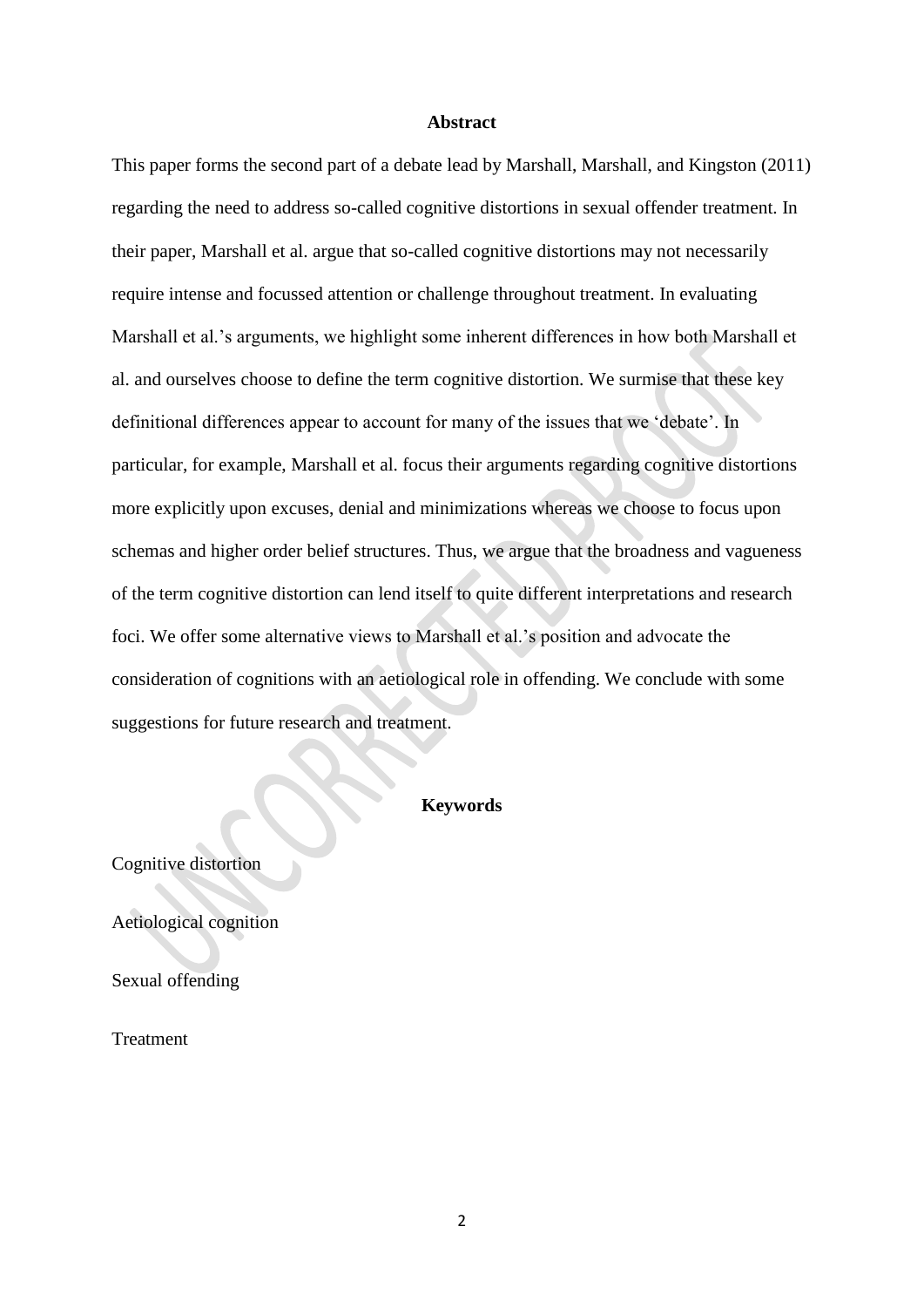## Abstract

This paper forms the second part of a debate lead by Marshall, Marshall, and Kingston (2011) regarding the need to address so-called cognitive distortions in sexual offender treatment. In their paper, Marshall et al. argue that so-called cognitive distortions may not necessarily require intense and focussed attention or challenge throughout treatment. In evaluating Marshall et al.'s arguments, we highlight some inherent differences in how both Marshall et al. and ourselves choose to define the term cognitive distortion. We surmise that these key definitional differences appear to account for many of the issues that we 'debate'. In particular, for example, Marshall et al. focus their arguments regarding cognitive distortions more explicitly upon excuses, denial and minimizations whereas we choose to focus upon schemas and higher order belief structures. Thus, we argue that the broadness and vagueness of the term cognitive distortion can lend itself to quite different interpretations and research foci. We offer some alternative views to Marshall et al.'s position and advocate the consideration of cognitions with an aetiological role in offending. We conclude with some suggestions for future research and treatment.

## Keywords

Cognitive distortion

Aetiological cognition

Sexual offending

Treatment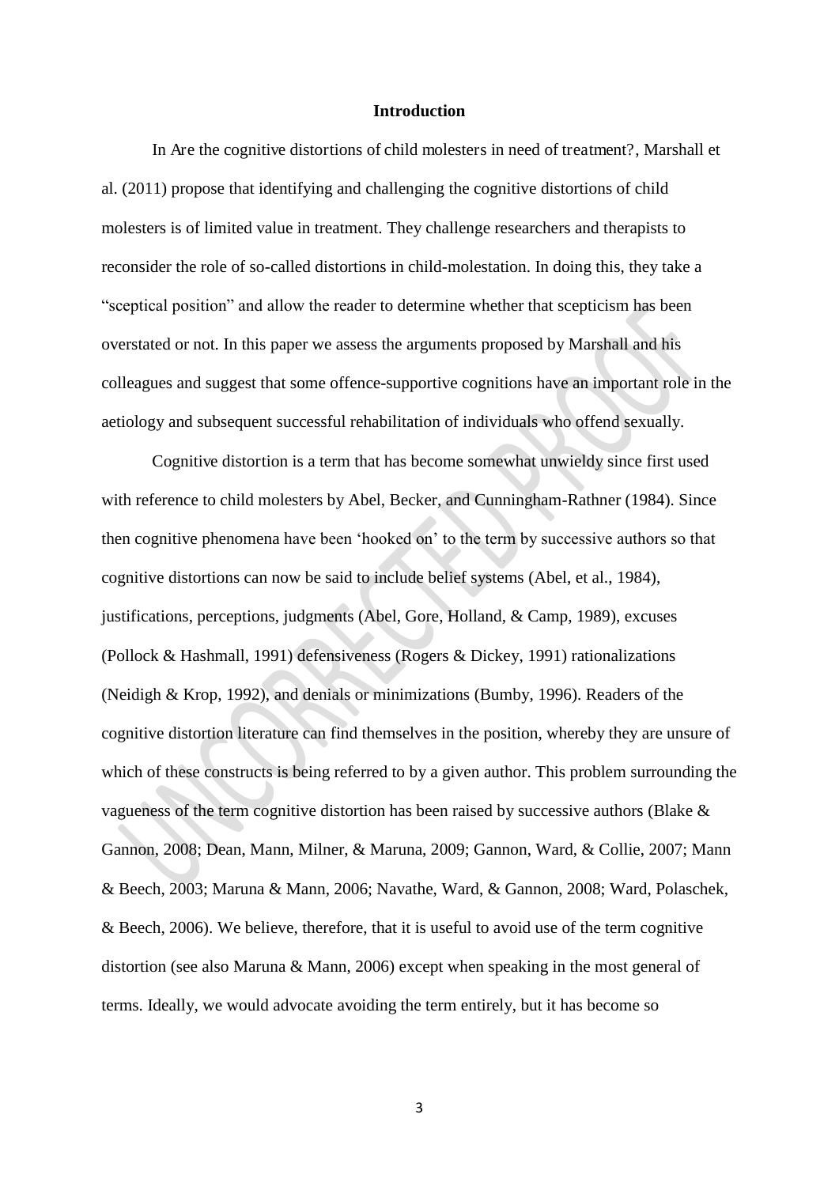## Introduction

In Are the cognitive distortions of child molesters in need of treatment?, Marshall et al. (2011) propose that identifying and challenging the cognitive distortions of child molesters is of limited value in treatment. They challenge researchers and therapists to reconsider the role of so-called distortions in child-molestation. In doing this, they take a "sceptical position" and allow the reader to determine whether that scepticism has been overstated or not. In this paper we assess the arguments proposed by Marshall and his colleagues and suggest that some offence-supportive cognitions have an important role in the aetiology and subsequent successful rehabilitation of individuals who offend sexually.

Cognitive distortion is a term that has become somewhat unwieldy since first used with reference to child molesters by Abel, Becker, and Cunningham-Rathner (1984). Since then cognitive phenomena have been 'hooked on' to the term by successive authors so that cognitive distortions can now be said to include belief systems (Abel, et al., 1984), justifications, perceptions, judgments (Abel, Gore, Holland, & Camp, 1989), excuses (Pollock & Hashmall, 1991) defensiveness (Rogers & Dickey, 1991) rationalizations (Neidigh & Krop, 1992), and denials or minimizations (Bumby, 1996). Readers of the cognitive distortion literature can find themselves in the position, whereby they are unsure of which of these constructs is being referred to by a given author. This problem surrounding the vagueness of the term cognitive distortion has been raised by successive authors (Blake & Gannon, 2008; Dean, Mann, Milner, & Maruna, 2009; Gannon, Ward, & Collie, 2007; Mann & Beech, 2003; Maruna & Mann, 2006; Navathe, Ward, & Gannon, 2008; Ward, Polaschek, & Beech, 2006). We believe, therefore, that it is useful to avoid use of the term cognitive distortion (see also Maruna & Mann, 2006) except when speaking in the most general of terms. Ideally, we would advocate avoiding the term entirely, but it has become so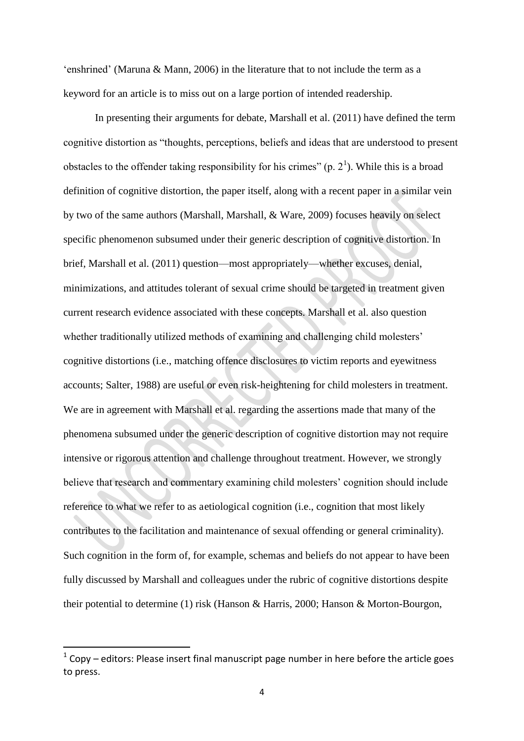'enshrined' (Maruna & Mann, 2006) in the literature that to not include the term as a keyword for an article is to miss out on a large portion of intended readership.

In presenting their arguments for debate, Marshall et al. (2011) have defined the term cognitive distortion as "thoughts, perceptions, beliefs and ideas that are understood to present obstacles to the offender taking responsibility for his crimes" (p. 2[1]). While this is a broad definition of cognitive distortion, the paper itself, along with a recent paper in a similar vein by two of the same authors (Marshall, Marshall, & Ware, 2009) focuses heavily on select specific phenomenon subsumed under their generic description of cognitive distortion. In brief, Marshall et al. (2011) question—most appropriately—whether excuses, denial, minimizations, and attitudes tolerant of sexual crime should be targeted in treatment given current research evidence associated with these concepts. Marshall et al. also question whether traditionally utilized methods of examining and challenging child molesters' cognitive distortions (i.e., matching offence disclosures to victim reports and eyewitness accounts; Salter, 1988) are useful or even risk-heightening for child molesters in treatment. We are in agreement with Marshall et al. regarding the assertions made that many of the phenomena subsumed under the generic description of cognitive distortion may not require intensive or rigorous attention and challenge throughout treatment. However, we strongly believe that research and commentary examining child molesters' cognition should include reference to what we refer to as aetiological cognition (i.e., cognition that most likely contributes to the facilitation and maintenance of sexual offending or general criminality). Such cognition in the form of, for example, schemas and beliefs do not appear to have been fully discussed by Marshall and colleagues under the rubric of cognitive distortions despite their potential to determine (1) risk (Hanson & Harris, 2000; Hanson & Morton-Bourgon,

[1] Copy – editors: Please insert final manuscript page number in here before the article goes to press.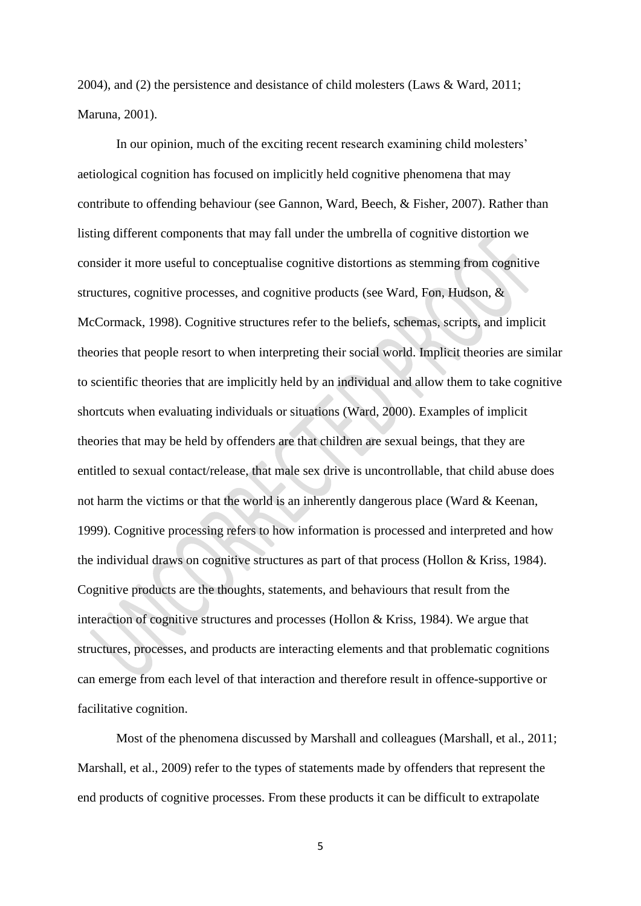2004), and (2) the persistence and desistance of child molesters (Laws & Ward, 2011; Maruna, 2001).

In our opinion, much of the exciting recent research examining child molesters' aetiological cognition has focused on implicitly held cognitive phenomena that may contribute to offending behaviour (see Gannon, Ward, Beech, & Fisher, 2007). Rather than listing different components that may fall under the umbrella of cognitive distortion we consider it more useful to conceptualise cognitive distortions as stemming from cognitive structures, cognitive processes, and cognitive products (see Ward, Fon, Hudson, & McCormack, 1998). Cognitive structures refer to the beliefs, schemas, scripts, and implicit theories that people resort to when interpreting their social world. Implicit theories are similar to scientific theories that are implicitly held by an individual and allow them to take cognitive shortcuts when evaluating individuals or situations (Ward, 2000). Examples of implicit theories that may be held by offenders are that children are sexual beings, that they are entitled to sexual contact/release, that male sex drive is uncontrollable, that child abuse does not harm the victims or that the world is an inherently dangerous place (Ward & Keenan, 1999). Cognitive processing refers to how information is processed and interpreted and how the individual draws on cognitive structures as part of that process (Hollon & Kriss, 1984). Cognitive products are the thoughts, statements, and behaviours that result from the interaction of cognitive structures and processes (Hollon & Kriss, 1984). We argue that structures, processes, and products are interacting elements and that problematic cognitions can emerge from each level of that interaction and therefore result in offence-supportive or facilitative cognition.

Most of the phenomena discussed by Marshall and colleagues (Marshall, et al., 2011; Marshall, et al., 2009) refer to the types of statements made by offenders that represent the end products of cognitive processes. From these products it can be difficult to extrapolate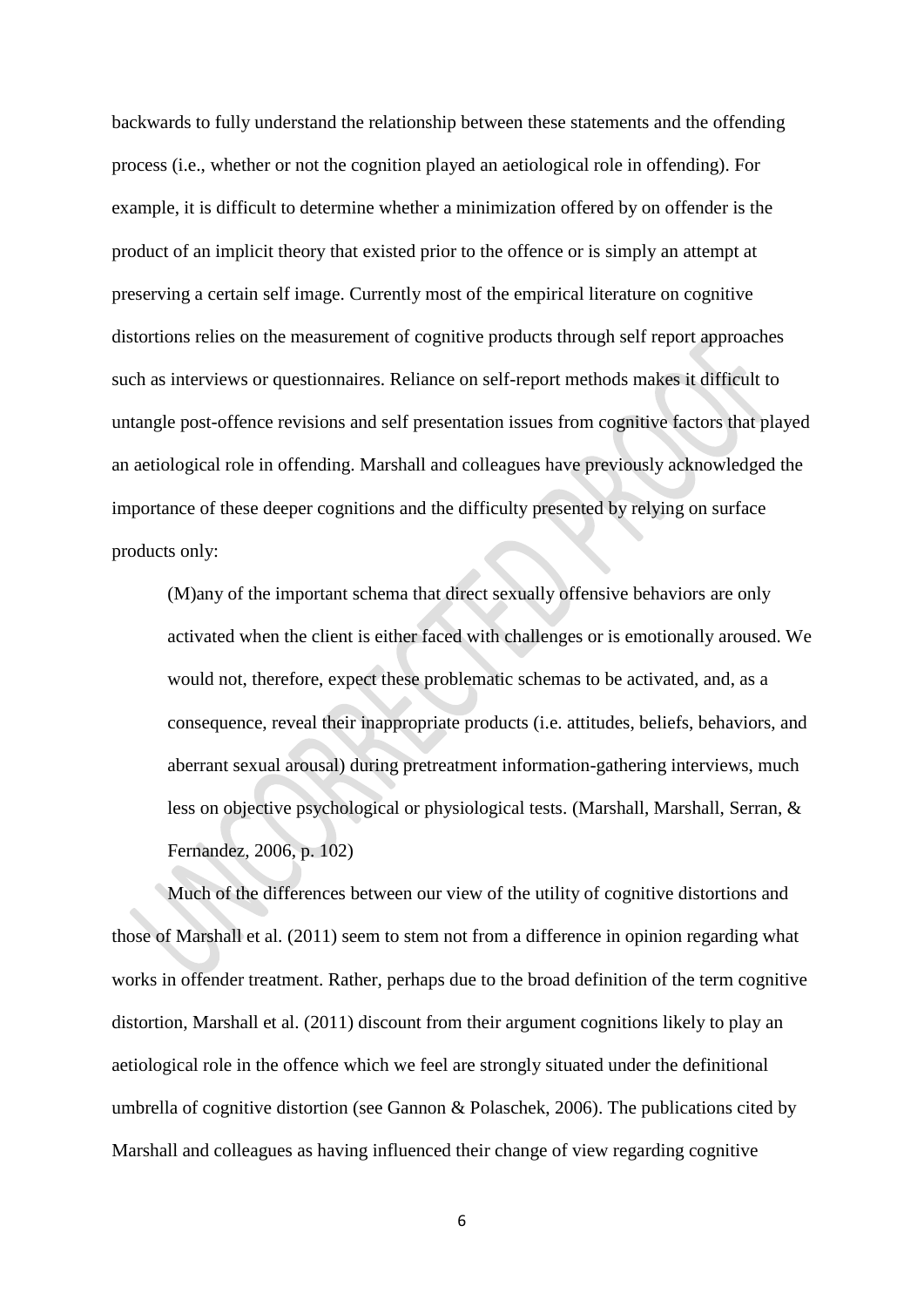backwards to fully understand the relationship between these statements and the offending process (i.e., whether or not the cognition played an aetiological role in offending). For example, it is difficult to determine whether a minimization offered by on offender is the product of an implicit theory that existed prior to the offence or is simply an attempt at preserving a certain self image. Currently most of the empirical literature on cognitive distortions relies on the measurement of cognitive products through self report approaches such as interviews or questionnaires. Reliance on self-report methods makes it difficult to untangle post-offence revisions and self presentation issues from cognitive factors that played an aetiological role in offending. Marshall and colleagues have previously acknowledged the importance of these deeper cognitions and the difficulty presented by relying on surface products only:

> (M)any of the important schema that direct sexually offensive behaviors are only activated when the client is either faced with challenges or is emotionally aroused. We would not, therefore, expect these problematic schemas to be activated, and, as a consequence, reveal their inappropriate products (i.e. attitudes, beliefs, behaviors, and aberrant sexual arousal) during pretreatment information-gathering interviews, much less on objective psychological or physiological tests. (Marshall, Marshall, Serran, & Fernandez, 2006, p. 102)

Much of the differences between our view of the utility of cognitive distortions and those of Marshall et al. (2011) seem to stem not from a difference in opinion regarding what works in offender treatment. Rather, perhaps due to the broad definition of the term cognitive distortion, Marshall et al. (2011) discount from their argument cognitions likely to play an aetiological role in the offence which we feel are strongly situated under the definitional umbrella of cognitive distortion (see Gannon & Polaschek, 2006). The publications cited by Marshall and colleagues as having influenced their change of view regarding cognitive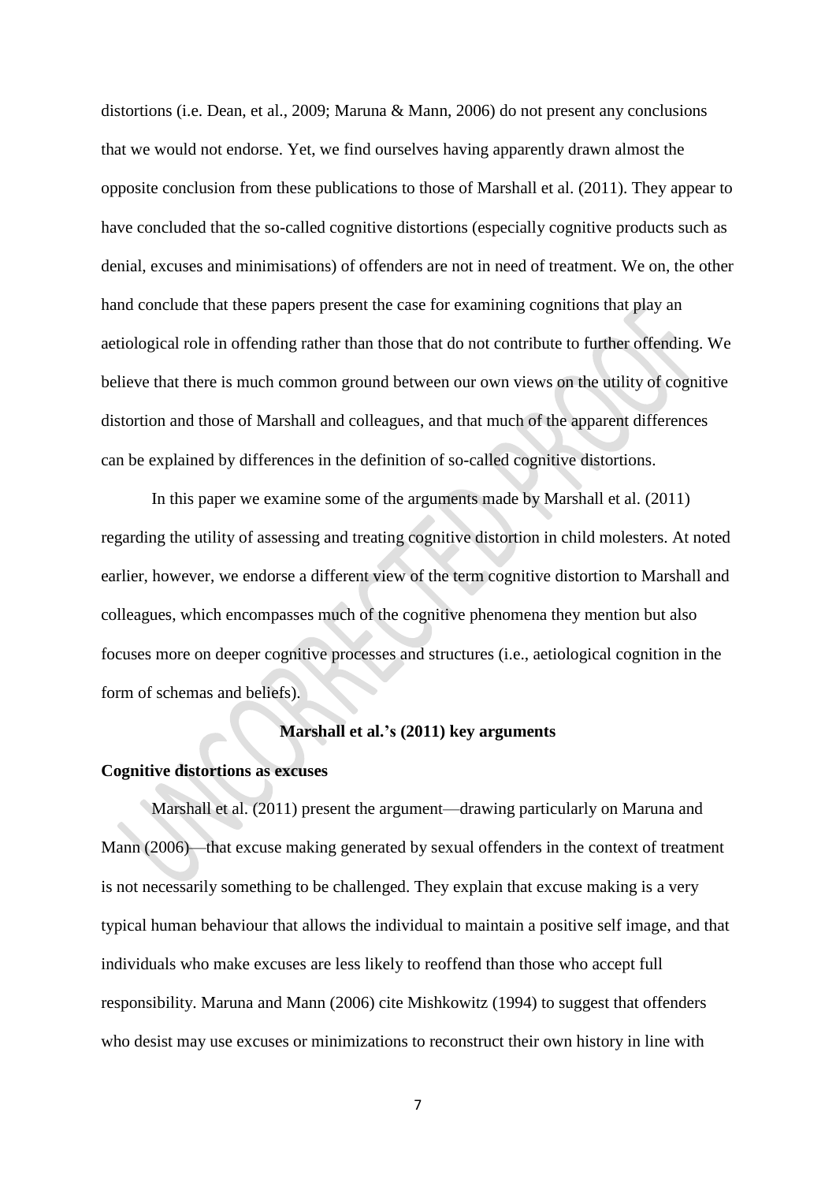distortions (i.e. Dean, et al., 2009; Maruna & Mann, 2006) do not present any conclusions that we would not endorse. Yet, we find ourselves having apparently drawn almost the opposite conclusion from these publications to those of Marshall et al. (2011). They appear to have concluded that the so-called cognitive distortions (especially cognitive products such as denial, excuses and minimisations) of offenders are not in need of treatment. We on, the other hand conclude that these papers present the case for examining cognitions that play an aetiological role in offending rather than those that do not contribute to further offending. We believe that there is much common ground between our own views on the utility of cognitive distortion and those of Marshall and colleagues, and that much of the apparent differences can be explained by differences in the definition of so-called cognitive distortions.

In this paper we examine some of the arguments made by Marshall et al. (2011) regarding the utility of assessing and treating cognitive distortion in child molesters. At noted earlier, however, we endorse a different view of the term cognitive distortion to Marshall and colleagues, which encompasses much of the cognitive phenomena they mention but also focuses more on deeper cognitive processes and structures (i.e., aetiological cognition in the form of schemas and beliefs).

## Marshall et al.'s (2011) key arguments

### Cognitive distortions as excuses

Marshall et al. (2011) present the argument—drawing particularly on Maruna and Mann (2006)—that excuse making generated by sexual offenders in the context of treatment is not necessarily something to be challenged. They explain that excuse making is a very typical human behaviour that allows the individual to maintain a positive self image, and that individuals who make excuses are less likely to reoffend than those who accept full responsibility. Maruna and Mann (2006) cite Mishkowitz (1994) to suggest that offenders who desist may use excuses or minimizations to reconstruct their own history in line with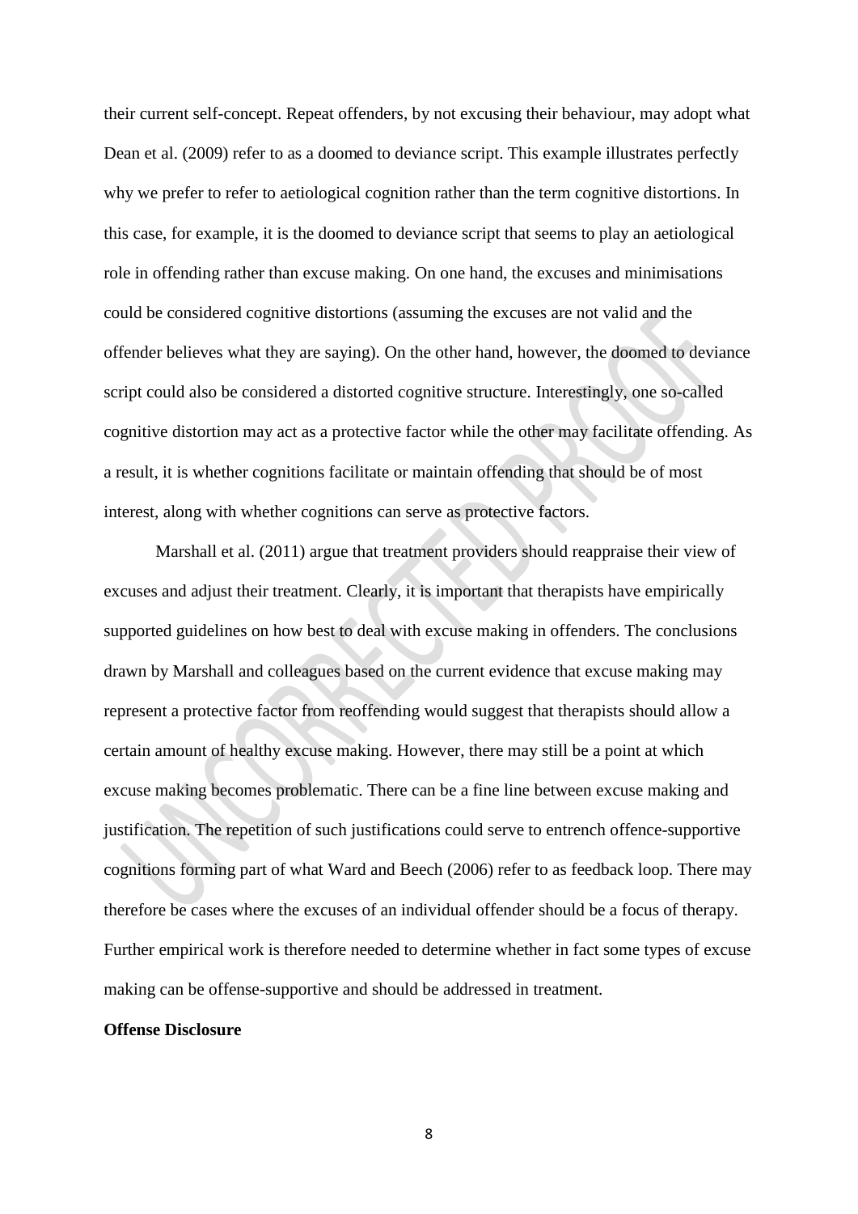their current self-concept. Repeat offenders, by not excusing their behaviour, may adopt what Dean et al. (2009) refer to as a doomed to deviance script. This example illustrates perfectly why we prefer to refer to aetiological cognition rather than the term cognitive distortions. In this case, for example, it is the doomed to deviance script that seems to play an aetiological role in offending rather than excuse making. On one hand, the excuses and minimisations could be considered cognitive distortions (assuming the excuses are not valid and the offender believes what they are saying). On the other hand, however, the doomed to deviance script could also be considered a distorted cognitive structure. Interestingly, one so-called cognitive distortion may act as a protective factor while the other may facilitate offending. As a result, it is whether cognitions facilitate or maintain offending that should be of most interest, along with whether cognitions can serve as protective factors.

Marshall et al. (2011) argue that treatment providers should reappraise their view of excuses and adjust their treatment. Clearly, it is important that therapists have empirically supported guidelines on how best to deal with excuse making in offenders. The conclusions drawn by Marshall and colleagues based on the current evidence that excuse making may represent a protective factor from reoffending would suggest that therapists should allow a certain amount of healthy excuse making. However, there may still be a point at which excuse making becomes problematic. There can be a fine line between excuse making and justification. The repetition of such justifications could serve to entrench offence-supportive cognitions forming part of what Ward and Beech (2006) refer to as feedback loop. There may therefore be cases where the excuses of an individual offender should be a focus of therapy. Further empirical work is therefore needed to determine whether in fact some types of excuse making can be offense-supportive and should be addressed in treatment.

**Offense Disclosure**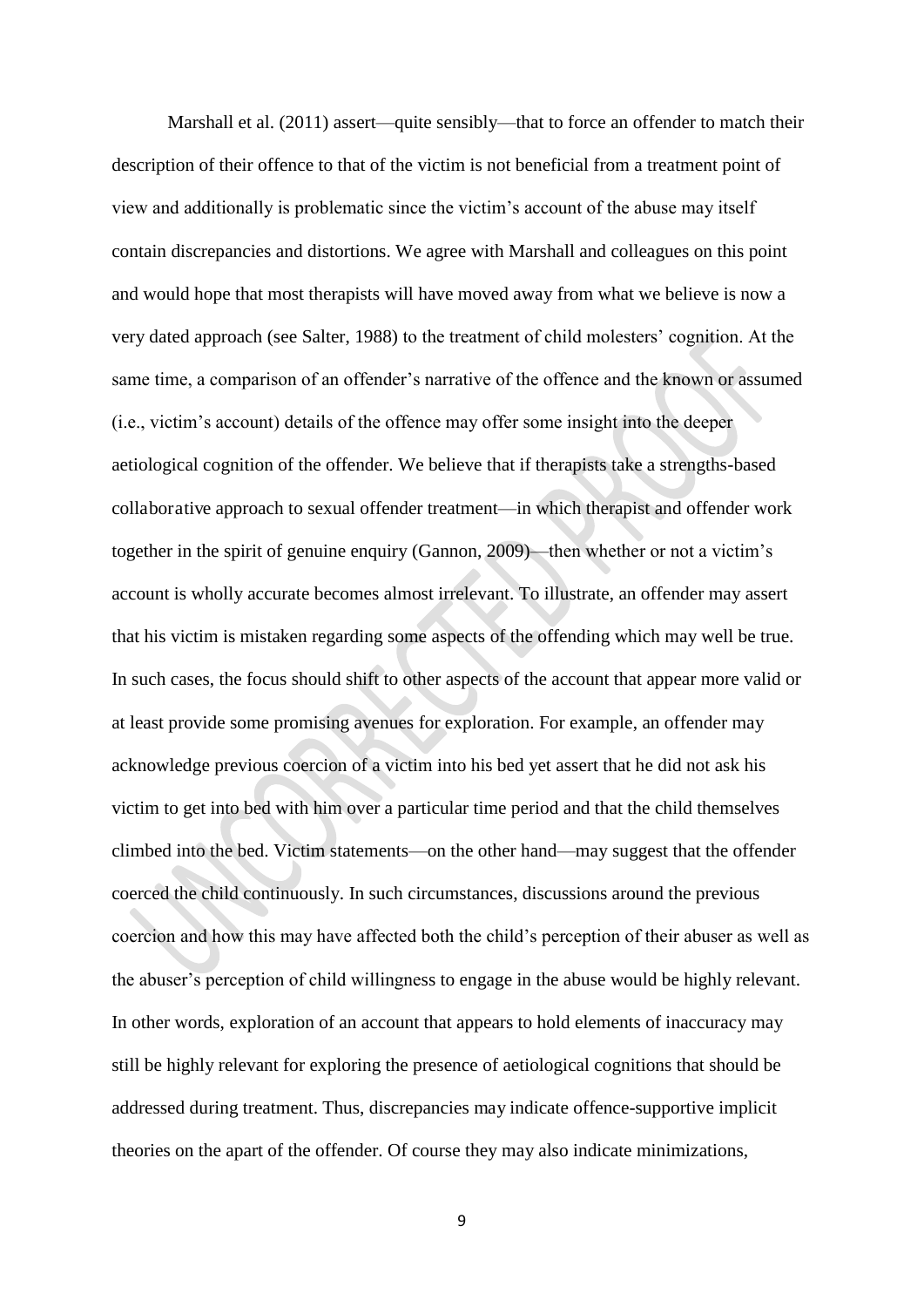Marshall et al. (2011) assert—quite sensibly—that to force an offender to match their description of their offence to that of the victim is not beneficial from a treatment point of view and additionally is problematic since the victim's account of the abuse may itself contain discrepancies and distortions. We agree with Marshall and colleagues on this point and would hope that most therapists will have moved away from what we believe is now a very dated approach (see Salter, 1988) to the treatment of child molesters' cognition. At the same time, a comparison of an offender's narrative of the offence and the known or assumed (i.e., victim's account) details of the offence may offer some insight into the deeper aetiological cognition of the offender. We believe that if therapists take a strengths-based collaborative approach to sexual offender treatment—in which therapist and offender work together in the spirit of genuine enquiry (Gannon, 2009)—then whether or not a victim's account is wholly accurate becomes almost irrelevant. To illustrate, an offender may assert that his victim is mistaken regarding some aspects of the offending which may well be true. In such cases, the focus should shift to other aspects of the account that appear more valid or at least provide some promising avenues for exploration. For example, an offender may acknowledge previous coercion of a victim into his bed yet assert that he did not ask his victim to get into bed with him over a particular time period and that the child themselves climbed into the bed. Victim statements—on the other hand—may suggest that the offender coerced the child continuously. In such circumstances, discussions around the previous coercion and how this may have affected both the child's perception of their abuser as well as the abuser's perception of child willingness to engage in the abuse would be highly relevant. In other words, exploration of an account that appears to hold elements of inaccuracy may still be highly relevant for exploring the presence of aetiological cognitions that should be addressed during treatment. Thus, discrepancies may indicate offence-supportive implicit theories on the apart of the offender. Of course they may also indicate minimizations,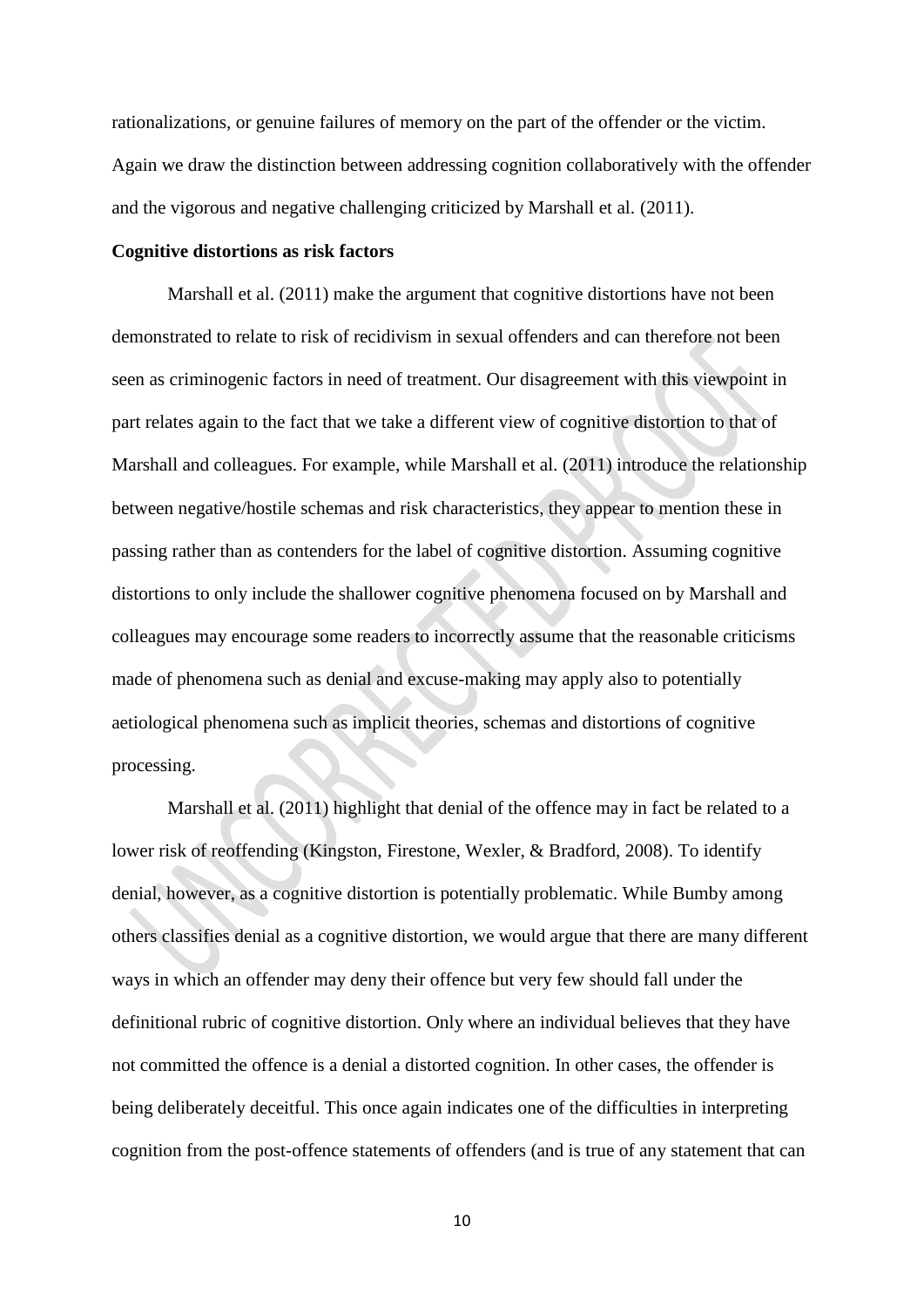rationalizations, or genuine failures of memory on the part of the offender or the victim. Again we draw the distinction between addressing cognition collaboratively with the offender and the vigorous and negative challenging criticized by Marshall et al. (2011).

**Cognitive distortions as risk factors**

Marshall et al. (2011) make the argument that cognitive distortions have not been demonstrated to relate to risk of recidivism in sexual offenders and can therefore not been seen as criminogenic factors in need of treatment. Our disagreement with this viewpoint in part relates again to the fact that we take a different view of cognitive distortion to that of Marshall and colleagues. For example, while Marshall et al. (2011) introduce the relationship between negative/hostile schemas and risk characteristics, they appear to mention these in passing rather than as contenders for the label of cognitive distortion. Assuming cognitive distortions to only include the shallower cognitive phenomena focused on by Marshall and colleagues may encourage some readers to incorrectly assume that the reasonable criticisms made of phenomena such as denial and excuse-making may apply also to potentially aetiological phenomena such as implicit theories, schemas and distortions of cognitive processing.

Marshall et al. (2011) highlight that denial of the offence may in fact be related to a lower risk of reoffending (Kingston, Firestone, Wexler, & Bradford, 2008). To identify denial, however, as a cognitive distortion is potentially problematic. While Bumby among others classifies denial as a cognitive distortion, we would argue that there are many different ways in which an offender may deny their offence but very few should fall under the definitional rubric of cognitive distortion. Only where an individual believes that they have not committed the offence is a denial a distorted cognition. In other cases, the offender is being deliberately deceitful. This once again indicates one of the difficulties in interpreting cognition from the post-offence statements of offenders (and is true of any statement that can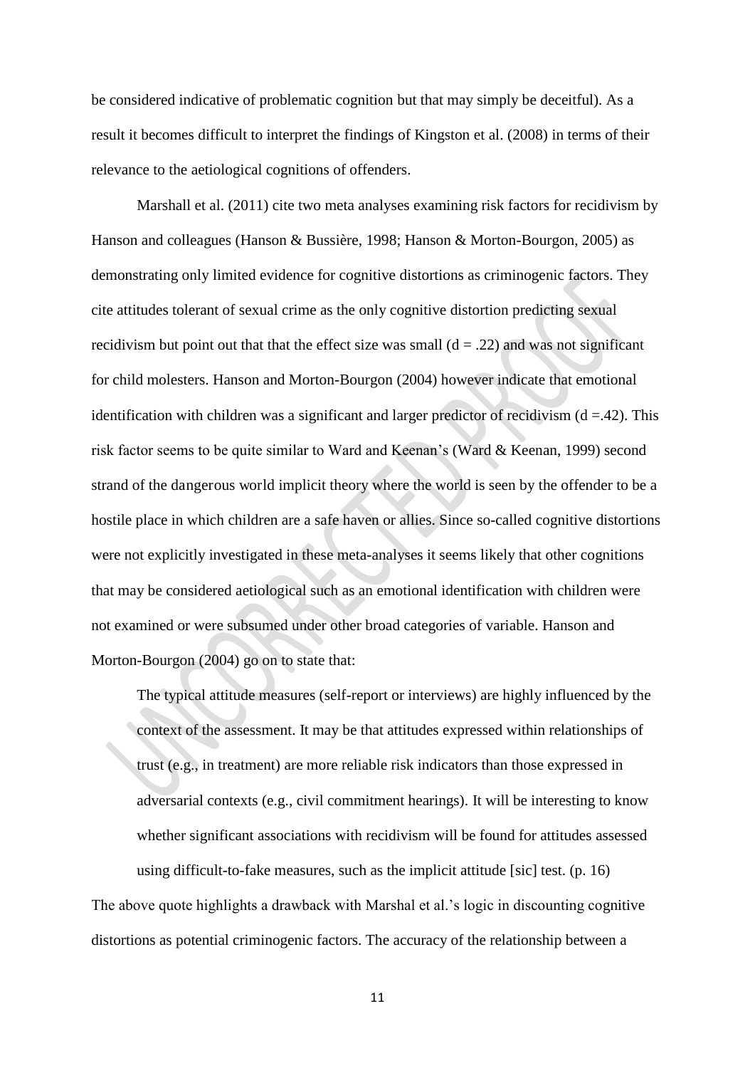be considered indicative of problematic cognition but that may simply be deceitful). As a result it becomes difficult to interpret the findings of Kingston et al. (2008) in terms of their relevance to the aetiological cognitions of offenders.

Marshall et al. (2011) cite two meta analyses examining risk factors for recidivism by Hanson and colleagues (Hanson & Bussière, 1998; Hanson & Morton-Bourgon, 2005) as demonstrating only limited evidence for cognitive distortions as criminogenic factors. They cite attitudes tolerant of sexual crime as the only cognitive distortion predicting sexual recidivism but point out that that the effect size was small ($d = .22$) and was not significant for child molesters. Hanson and Morton-Bourgon (2004) however indicate that emotional identification with children was a significant and larger predictor of recidivism ($d = .42$). This risk factor seems to be quite similar to Ward and Keenan's (Ward & Keenan, 1999) second strand of the dangerous world implicit theory where the world is seen by the offender to be a hostile place in which children are a safe haven or allies. Since so-called cognitive distortions were not explicitly investigated in these meta-analyses it seems likely that other cognitions that may be considered aetiological such as an emotional identification with children were not examined or were subsumed under other broad categories of variable. Hanson and Morton-Bourgon (2004) go on to state that:

> The typical attitude measures (self-report or interviews) are highly influenced by the context of the assessment. It may be that attitudes expressed within relationships of trust (e.g., in treatment) are more reliable risk indicators than those expressed in adversarial contexts (e.g., civil commitment hearings). It will be interesting to know whether significant associations with recidivism will be found for attitudes assessed using difficult-to-fake measures, such as the implicit attitude [sic] test. (p. 16)

The above quote highlights a drawback with Marshal et al.'s logic in discounting cognitive distortions as potential criminogenic factors. The accuracy of the relationship between a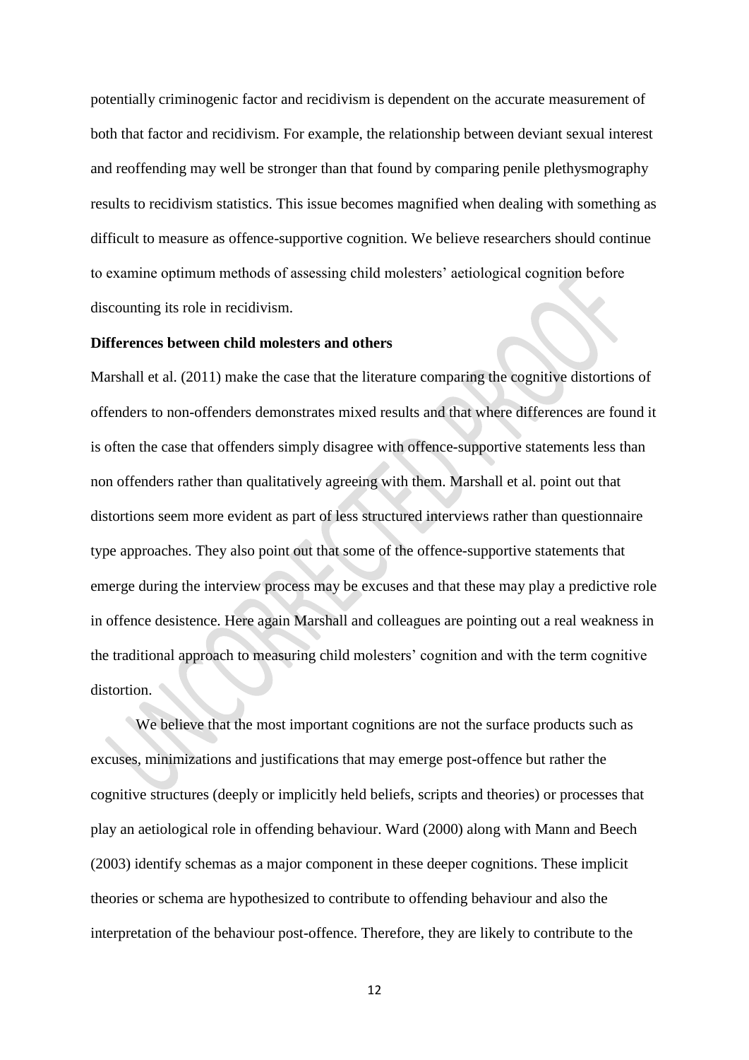potentially criminogenic factor and recidivism is dependent on the accurate measurement of both that factor and recidivism. For example, the relationship between deviant sexual interest and reoffending may well be stronger than that found by comparing penile plethysmography results to recidivism statistics. This issue becomes magnified when dealing with something as difficult to measure as offence-supportive cognition. We believe researchers should continue to examine optimum methods of assessing child molesters' aetiological cognition before discounting its role in recidivism.

**Differences between child molesters and others**

Marshall et al. (2011) make the case that the literature comparing the cognitive distortions of offenders to non-offenders demonstrates mixed results and that where differences are found it is often the case that offenders simply disagree with offence-supportive statements less than non offenders rather than qualitatively agreeing with them. Marshall et al. point out that distortions seem more evident as part of less structured interviews rather than questionnaire type approaches. They also point out that some of the offence-supportive statements that emerge during the interview process may be excuses and that these may play a predictive role in offence desistence. Here again Marshall and colleagues are pointing out a real weakness in the traditional approach to measuring child molesters' cognition and with the term cognitive distortion.

We believe that the most important cognitions are not the surface products such as excuses, minimizations and justifications that may emerge post-offence but rather the cognitive structures (deeply or implicitly held beliefs, scripts and theories) or processes that play an aetiological role in offending behaviour. Ward (2000) along with Mann and Beech (2003) identify schemas as a major component in these deeper cognitions. These implicit theories or schema are hypothesized to contribute to offending behaviour and also the interpretation of the behaviour post-offence. Therefore, they are likely to contribute to the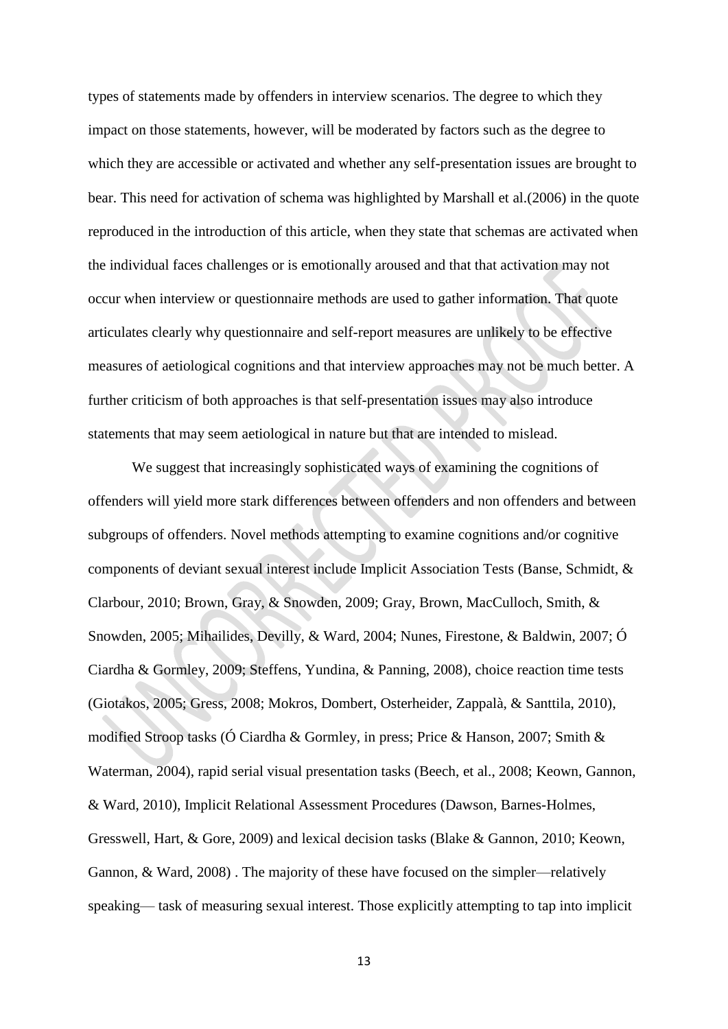types of statements made by offenders in interview scenarios. The degree to which they impact on those statements, however, will be moderated by factors such as the degree to which they are accessible or activated and whether any self-presentation issues are brought to bear. This need for activation of schema was highlighted by Marshall et al.(2006) in the quote reproduced in the introduction of this article, when they state that schemas are activated when the individual faces challenges or is emotionally aroused and that that activation may not occur when interview or questionnaire methods are used to gather information. That quote articulates clearly why questionnaire and self-report measures are unlikely to be effective measures of aetiological cognitions and that interview approaches may not be much better. A further criticism of both approaches is that self-presentation issues may also introduce statements that may seem aetiological in nature but that are intended to mislead.

We suggest that increasingly sophisticated ways of examining the cognitions of offenders will yield more stark differences between offenders and non offenders and between subgroups of offenders. Novel methods attempting to examine cognitions and/or cognitive components of deviant sexual interest include Implicit Association Tests (Banse, Schmidt, & Clarbour, 2010; Brown, Gray, & Snowden, 2009; Gray, Brown, MacCulloch, Smith, & Snowden, 2005; Mihailides, Devilly, & Ward, 2004; Nunes, Firestone, & Baldwin, 2007; Ó Ciardha & Gormley, 2009; Steffens, Yundina, & Panning, 2008), choice reaction time tests (Giotakos, 2005; Gress, 2008; Mokros, Dombert, Osterheider, Zappalà, & Santtila, 2010), modified Stroop tasks (Ó Ciardha & Gormley, in press; Price & Hanson, 2007; Smith & Waterman, 2004), rapid serial visual presentation tasks (Beech, et al., 2008; Keown, Gannon, & Ward, 2010), Implicit Relational Assessment Procedures (Dawson, Barnes-Holmes, Gresswell, Hart, & Gore, 2009) and lexical decision tasks (Blake & Gannon, 2010; Keown, Gannon, & Ward, 2008) . The majority of these have focused on the simpler—relatively speaking— task of measuring sexual interest. Those explicitly attempting to tap into implicit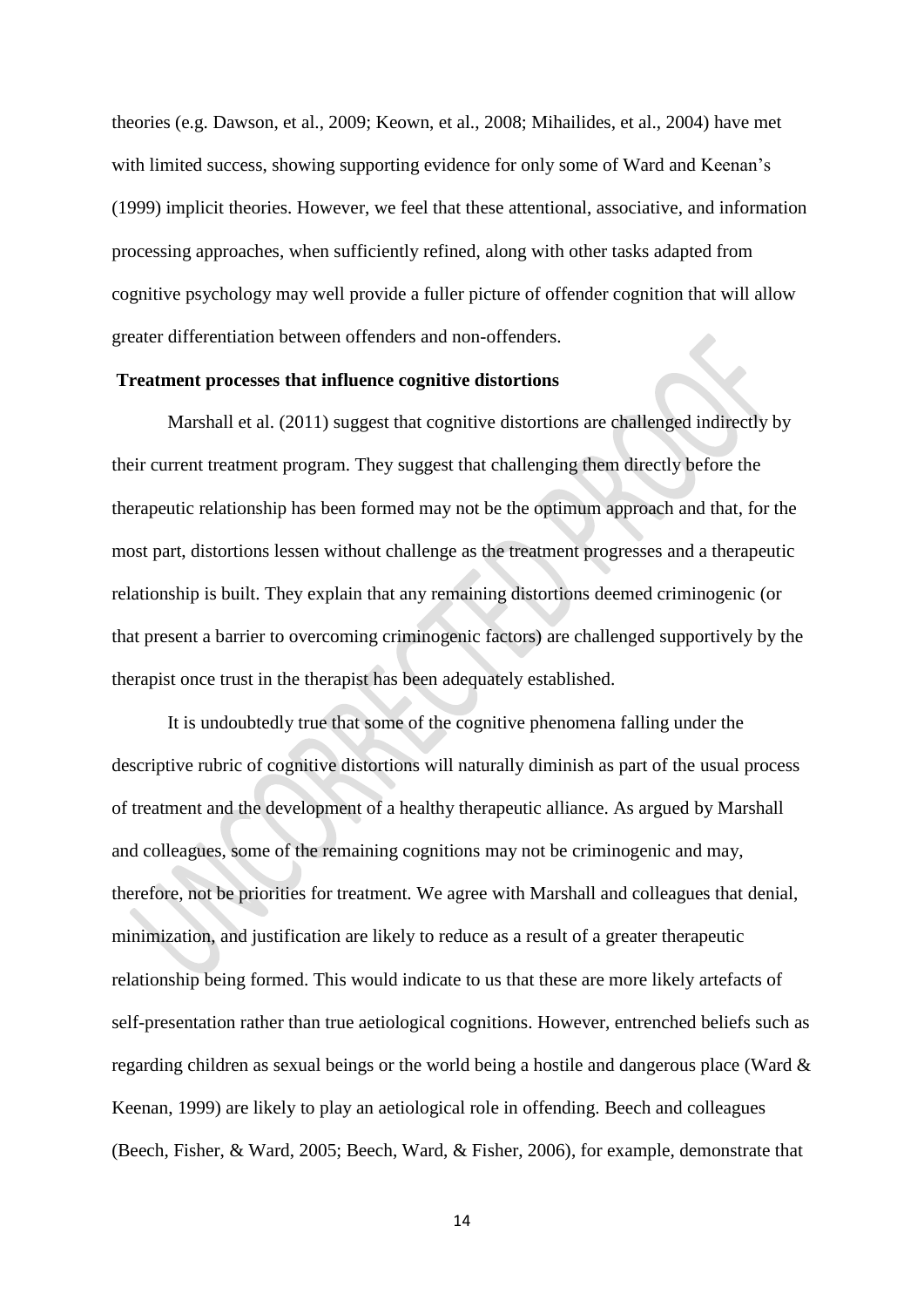theories (e.g. Dawson, et al., 2009; Keown, et al., 2008; Mihailides, et al., 2004) have met with limited success, showing supporting evidence for only some of Ward and Keenan's (1999) implicit theories. However, we feel that these attentional, associative, and information processing approaches, when sufficiently refined, along with other tasks adapted from cognitive psychology may well provide a fuller picture of offender cognition that will allow greater differentiation between offenders and non-offenders.

**Treatment processes that influence cognitive distortions**

Marshall et al. (2011) suggest that cognitive distortions are challenged indirectly by their current treatment program. They suggest that challenging them directly before the therapeutic relationship has been formed may not be the optimum approach and that, for the most part, distortions lessen without challenge as the treatment progresses and a therapeutic relationship is built. They explain that any remaining distortions deemed criminogenic (or that present a barrier to overcoming criminogenic factors) are challenged supportively by the therapist once trust in the therapist has been adequately established.

It is undoubtedly true that some of the cognitive phenomena falling under the descriptive rubric of cognitive distortions will naturally diminish as part of the usual process of treatment and the development of a healthy therapeutic alliance. As argued by Marshall and colleagues, some of the remaining cognitions may not be criminogenic and may, therefore, not be priorities for treatment. We agree with Marshall and colleagues that denial, minimization, and justification are likely to reduce as a result of a greater therapeutic relationship being formed. This would indicate to us that these are more likely artefacts of self-presentation rather than true aetiological cognitions. However, entrenched beliefs such as regarding children as sexual beings or the world being a hostile and dangerous place (Ward & Keenan, 1999) are likely to play an aetiological role in offending. Beech and colleagues (Beech, Fisher, & Ward, 2005; Beech, Ward, & Fisher, 2006), for example, demonstrate that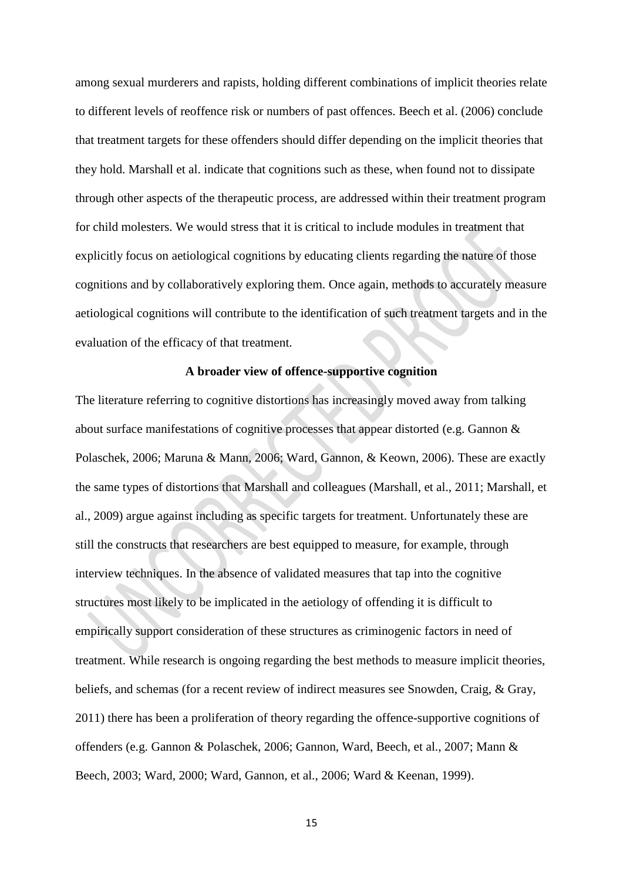among sexual murderers and rapists, holding different combinations of implicit theories relate to different levels of reoffence risk or numbers of past offences. Beech et al. (2006) conclude that treatment targets for these offenders should differ depending on the implicit theories that they hold. Marshall et al. indicate that cognitions such as these, when found not to dissipate through other aspects of the therapeutic process, are addressed within their treatment program for child molesters. We would stress that it is critical to include modules in treatment that explicitly focus on aetiological cognitions by educating clients regarding the nature of those cognitions and by collaboratively exploring them. Once again, methods to accurately measure aetiological cognitions will contribute to the identification of such treatment targets and in the evaluation of the efficacy of that treatment.

## A broader view of offence-supportive cognition

The literature referring to cognitive distortions has increasingly moved away from talking about surface manifestations of cognitive processes that appear distorted (e.g. Gannon & Polaschek, 2006; Maruna & Mann, 2006; Ward, Gannon, & Keown, 2006). These are exactly the same types of distortions that Marshall and colleagues (Marshall, et al., 2011; Marshall, et al., 2009) argue against including as specific targets for treatment. Unfortunately these are still the constructs that researchers are best equipped to measure, for example, through interview techniques. In the absence of validated measures that tap into the cognitive structures most likely to be implicated in the aetiology of offending it is difficult to empirically support consideration of these structures as criminogenic factors in need of treatment. While research is ongoing regarding the best methods to measure implicit theories, beliefs, and schemas (for a recent review of indirect measures see Snowden, Craig, & Gray, 2011) there has been a proliferation of theory regarding the offence-supportive cognitions of offenders (e.g. Gannon & Polaschek, 2006; Gannon, Ward, Beech, et al., 2007; Mann & Beech, 2003; Ward, 2000; Ward, Gannon, et al., 2006; Ward & Keenan, 1999).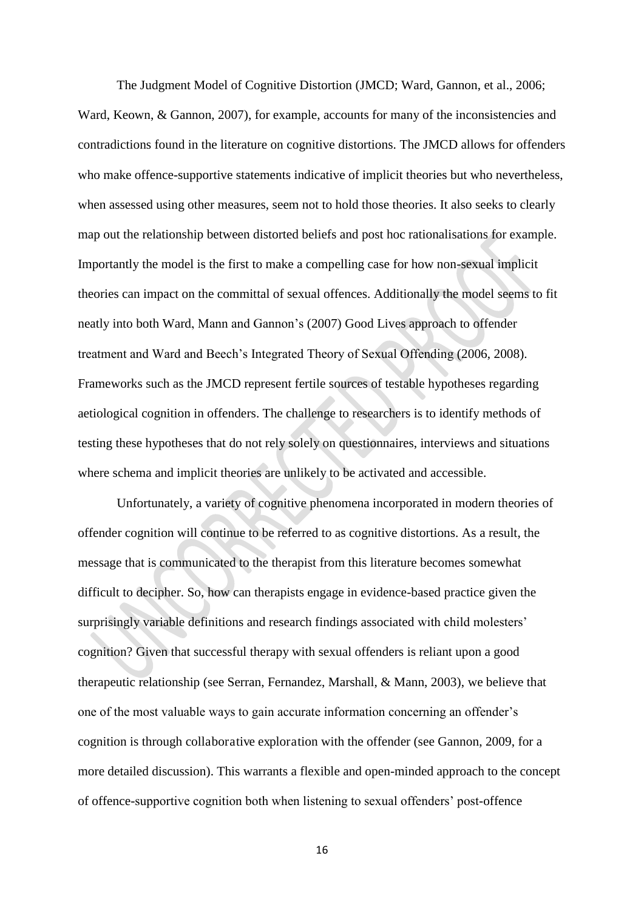The Judgment Model of Cognitive Distortion (JMCD; Ward, Gannon, et al., 2006; Ward, Keown, & Gannon, 2007), for example, accounts for many of the inconsistencies and contradictions found in the literature on cognitive distortions. The JMCD allows for offenders who make offence-supportive statements indicative of implicit theories but who nevertheless, when assessed using other measures, seem not to hold those theories. It also seeks to clearly map out the relationship between distorted beliefs and post hoc rationalisations for example. Importantly the model is the first to make a compelling case for how non-sexual implicit theories can impact on the committal of sexual offences. Additionally the model seems to fit neatly into both Ward, Mann and Gannon's (2007) Good Lives approach to offender treatment and Ward and Beech's Integrated Theory of Sexual Offending (2006, 2008). Frameworks such as the JMCD represent fertile sources of testable hypotheses regarding aetiological cognition in offenders. The challenge to researchers is to identify methods of testing these hypotheses that do not rely solely on questionnaires, interviews and situations where schema and implicit theories are unlikely to be activated and accessible.

Unfortunately, a variety of cognitive phenomena incorporated in modern theories of offender cognition will continue to be referred to as cognitive distortions. As a result, the message that is communicated to the therapist from this literature becomes somewhat difficult to decipher. So, how can therapists engage in evidence-based practice given the surprisingly variable definitions and research findings associated with child molesters' cognition? Given that successful therapy with sexual offenders is reliant upon a good therapeutic relationship (see Serran, Fernandez, Marshall, & Mann, 2003), we believe that one of the most valuable ways to gain accurate information concerning an offender's cognition is through collaborative exploration with the offender (see Gannon, 2009, for a more detailed discussion). This warrants a flexible and open-minded approach to the concept of offence-supportive cognition both when listening to sexual offenders' post-offence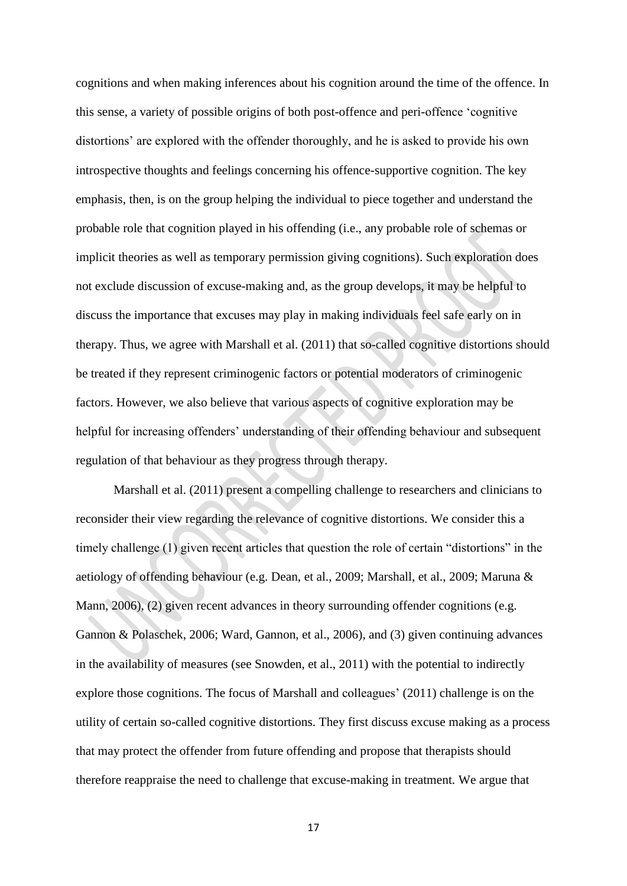cognitions and when making inferences about his cognition around the time of the offence. In this sense, a variety of possible origins of both post-offence and peri-offence 'cognitive distortions' are explored with the offender thoroughly, and he is asked to provide his own introspective thoughts and feelings concerning his offence-supportive cognition. The key emphasis, then, is on the group helping the individual to piece together and understand the probable role that cognition played in his offending (i.e., any probable role of schemas or implicit theories as well as temporary permission giving cognitions). Such exploration does not exclude discussion of excuse-making and, as the group develops, it may be helpful to discuss the importance that excuses may play in making individuals feel safe early on in therapy. Thus, we agree with Marshall et al. (2011) that so-called cognitive distortions should be treated if they represent criminogenic factors or potential moderators of criminogenic factors. However, we also believe that various aspects of cognitive exploration may be helpful for increasing offenders' understanding of their offending behaviour and subsequent regulation of that behaviour as they progress through therapy.

Marshall et al. (2011) present a compelling challenge to researchers and clinicians to reconsider their view regarding the relevance of cognitive distortions. We consider this a timely challenge (1) given recent articles that question the role of certain "distortions" in the aetiology of offending behaviour (e.g. Dean, et al., 2009; Marshall, et al., 2009; Maruna & Mann, 2006), (2) given recent advances in theory surrounding offender cognitions (e.g. Gannon & Polaschek, 2006; Ward, Gannon, et al., 2006), and (3) given continuing advances in the availability of measures (see Snowden, et al., 2011) with the potential to indirectly explore those cognitions. The focus of Marshall and colleagues' (2011) challenge is on the utility of certain so-called cognitive distortions. They first discuss excuse making as a process that may protect the offender from future offending and propose that therapists should therefore reappraise the need to challenge that excuse-making in treatment. We argue that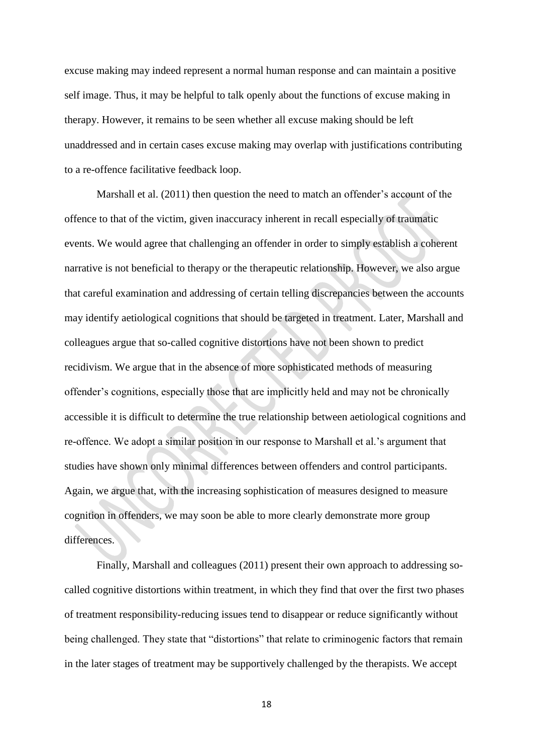excuse making may indeed represent a normal human response and can maintain a positive self image. Thus, it may be helpful to talk openly about the functions of excuse making in therapy. However, it remains to be seen whether all excuse making should be left unaddressed and in certain cases excuse making may overlap with justifications contributing to a re-offence facilitative feedback loop.

Marshall et al. (2011) then question the need to match an offender's account of the offence to that of the victim, given inaccuracy inherent in recall especially of traumatic events. We would agree that challenging an offender in order to simply establish a coherent narrative is not beneficial to therapy or the therapeutic relationship. However, we also argue that careful examination and addressing of certain telling discrepancies between the accounts may identify aetiological cognitions that should be targeted in treatment. Later, Marshall and colleagues argue that so-called cognitive distortions have not been shown to predict recidivism. We argue that in the absence of more sophisticated methods of measuring offender's cognitions, especially those that are implicitly held and may not be chronically accessible it is difficult to determine the true relationship between aetiological cognitions and re-offence. We adopt a similar position in our response to Marshall et al.'s argument that studies have shown only minimal differences between offenders and control participants. Again, we argue that, with the increasing sophistication of measures designed to measure cognition in offenders, we may soon be able to more clearly demonstrate more group differences.

Finally, Marshall and colleagues (2011) present their own approach to addressing so-called cognitive distortions within treatment, in which they find that over the first two phases of treatment responsibility-reducing issues tend to disappear or reduce significantly without being challenged. They state that "distortions" that relate to criminogenic factors that remain in the later stages of treatment may be supportively challenged by the therapists. We accept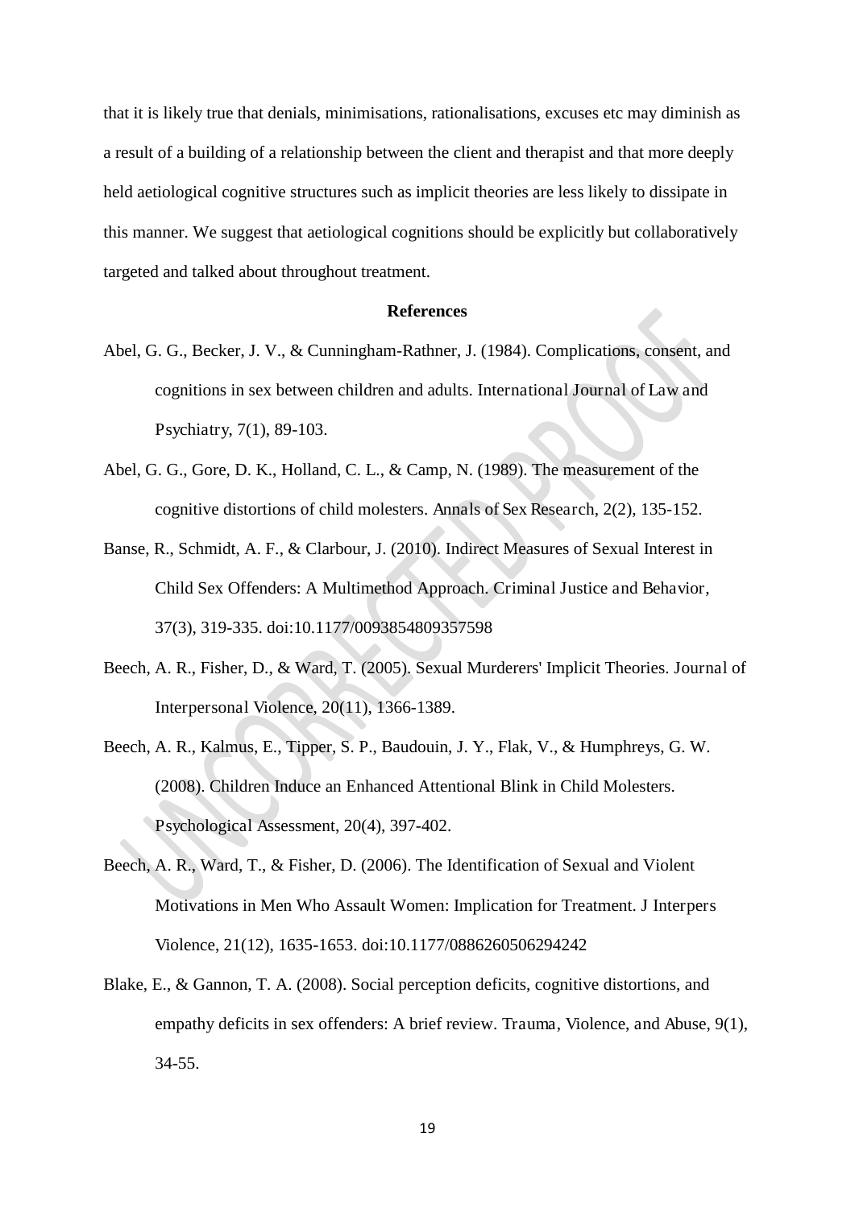that it is likely true that denials, minimisations, rationalisations, excuses etc may diminish as a result of a building of a relationship between the client and therapist and that more deeply held aetiological cognitive structures such as implicit theories are less likely to dissipate in this manner. We suggest that aetiological cognitions should be explicitly but collaboratively targeted and talked about throughout treatment.

## References

Abel, G. G., Becker, J. V., & Cunningham-Rathner, J. (1984). Complications, consent, and cognitions in sex between children and adults. International Journal of Law and Psychiatry, 7(1), 89-103.

Abel, G. G., Gore, D. K., Holland, C. L., & Camp, N. (1989). The measurement of the cognitive distortions of child molesters. Annals of Sex Research, 2(2), 135-152.

Banse, R., Schmidt, A. F., & Clarbour, J. (2010). Indirect Measures of Sexual Interest in Child Sex Offenders: A Multimethod Approach. Criminal Justice and Behavior, 37(3), 319-335. doi:10.1177/0093854809357598

Beech, A. R., Fisher, D., & Ward, T. (2005). Sexual Murderers' Implicit Theories. Journal of Interpersonal Violence, 20(11), 1366-1389.

Beech, A. R., Kalmus, E., Tipper, S. P., Baudouin, J. Y., Flak, V., & Humphreys, G. W. (2008). Children Induce an Enhanced Attentional Blink in Child Molesters. Psychological Assessment, 20(4), 397-402.

Beech, A. R., Ward, T., & Fisher, D. (2006). The Identification of Sexual and Violent Motivations in Men Who Assault Women: Implication for Treatment. J Interpers Violence, 21(12), 1635-1653. doi:10.1177/0886260506294242

Blake, E., & Gannon, T. A. (2008). Social perception deficits, cognitive distortions, and empathy deficits in sex offenders: A brief review. Trauma, Violence, and Abuse, 9(1), 34-55.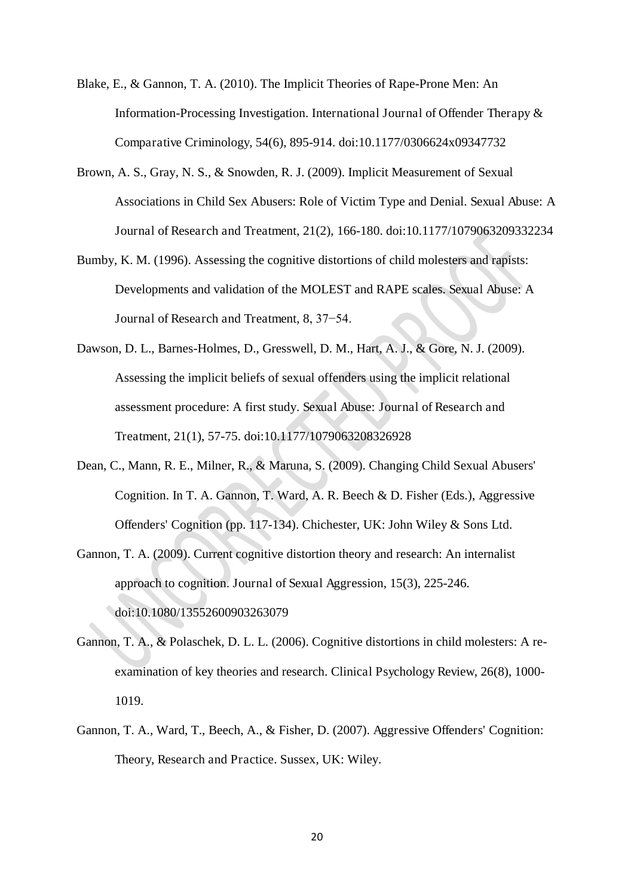Blake, E., & Gannon, T. A. (2010). The Implicit Theories of Rape-Prone Men: An Information-Processing Investigation. International Journal of Offender Therapy & Comparative Criminology, 54(6), 895-914. doi:10.1177/0306624x09347732

Brown, A. S., Gray, N. S., & Snowden, R. J. (2009). Implicit Measurement of Sexual Associations in Child Sex Abusers: Role of Victim Type and Denial. Sexual Abuse: A Journal of Research and Treatment, 21(2), 166-180. doi:10.1177/1079063209332234

Bumby, K. M. (1996). Assessing the cognitive distortions of child molesters and rapists: Developments and validation of the MOLEST and RAPE scales. Sexual Abuse: A Journal of Research and Treatment, 8, 37−54.

Dawson, D. L., Barnes-Holmes, D., Gresswell, D. M., Hart, A. J., & Gore, N. J. (2009). Assessing the implicit beliefs of sexual offenders using the implicit relational assessment procedure: A first study. Sexual Abuse: Journal of Research and Treatment, 21(1), 57-75. doi:10.1177/1079063208326928

Dean, C., Mann, R. E., Milner, R., & Maruna, S. (2009). Changing Child Sexual Abusers' Cognition. In T. A. Gannon, T. Ward, A. R. Beech & D. Fisher (Eds.), Aggressive Offenders' Cognition (pp. 117-134). Chichester, UK: John Wiley & Sons Ltd.

Gannon, T. A. (2009). Current cognitive distortion theory and research: An internalist approach to cognition. Journal of Sexual Aggression, 15(3), 225-246. doi:10.1080/13552600903263079

Gannon, T. A., & Polaschek, D. L. L. (2006). Cognitive distortions in child molesters: A re-examination of key theories and research. Clinical Psychology Review, 26(8), 1000-1019.

Gannon, T. A., Ward, T., Beech, A., & Fisher, D. (2007). Aggressive Offenders' Cognition: Theory, Research and Practice. Sussex, UK: Wiley.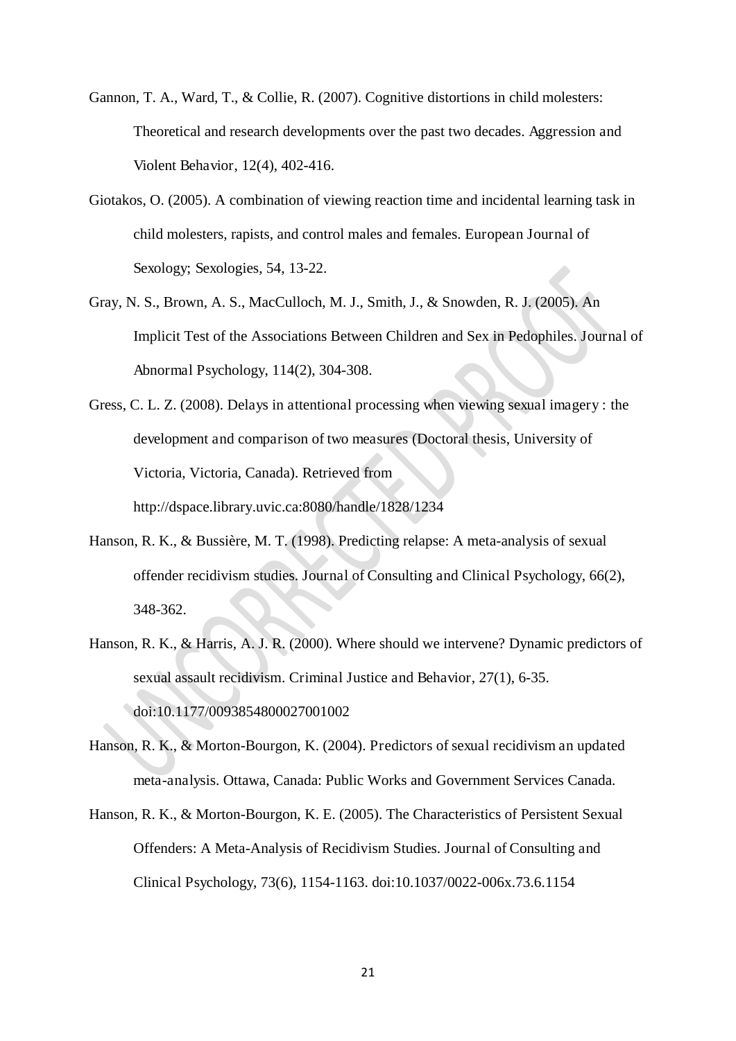Gannon, T. A., Ward, T., & Collie, R. (2007). Cognitive distortions in child molesters: Theoretical and research developments over the past two decades. Aggression and Violent Behavior, 12(4), 402-416.

Giotakos, O. (2005). A combination of viewing reaction time and incidental learning task in child molesters, rapists, and control males and females. European Journal of Sexology; Sexologies, 54, 13-22.

Gray, N. S., Brown, A. S., MacCulloch, M. J., Smith, J., & Snowden, R. J. (2005). An Implicit Test of the Associations Between Children and Sex in Pedophiles. Journal of Abnormal Psychology, 114(2), 304-308.

Gress, C. L. Z. (2008). Delays in attentional processing when viewing sexual imagery : the development and comparison of two measures (Doctoral thesis, University of Victoria, Victoria, Canada). Retrieved from http://dspace.library.uvic.ca:8080/handle/1828/1234

Hanson, R. K., & Bussière, M. T. (1998). Predicting relapse: A meta-analysis of sexual offender recidivism studies. Journal of Consulting and Clinical Psychology, 66(2), 348-362.

Hanson, R. K., & Harris, A. J. R. (2000). Where should we intervene? Dynamic predictors of sexual assault recidivism. Criminal Justice and Behavior, 27(1), 6-35. doi:10.1177/0093854800027001002

Hanson, R. K., & Morton-Bourgon, K. (2004). Predictors of sexual recidivism an updated meta-analysis. Ottawa, Canada: Public Works and Government Services Canada.

Hanson, R. K., & Morton-Bourgon, K. E. (2005). The Characteristics of Persistent Sexual Offenders: A Meta-Analysis of Recidivism Studies. Journal of Consulting and Clinical Psychology, 73(6), 1154-1163. doi:10.1037/0022-006x.73.6.1154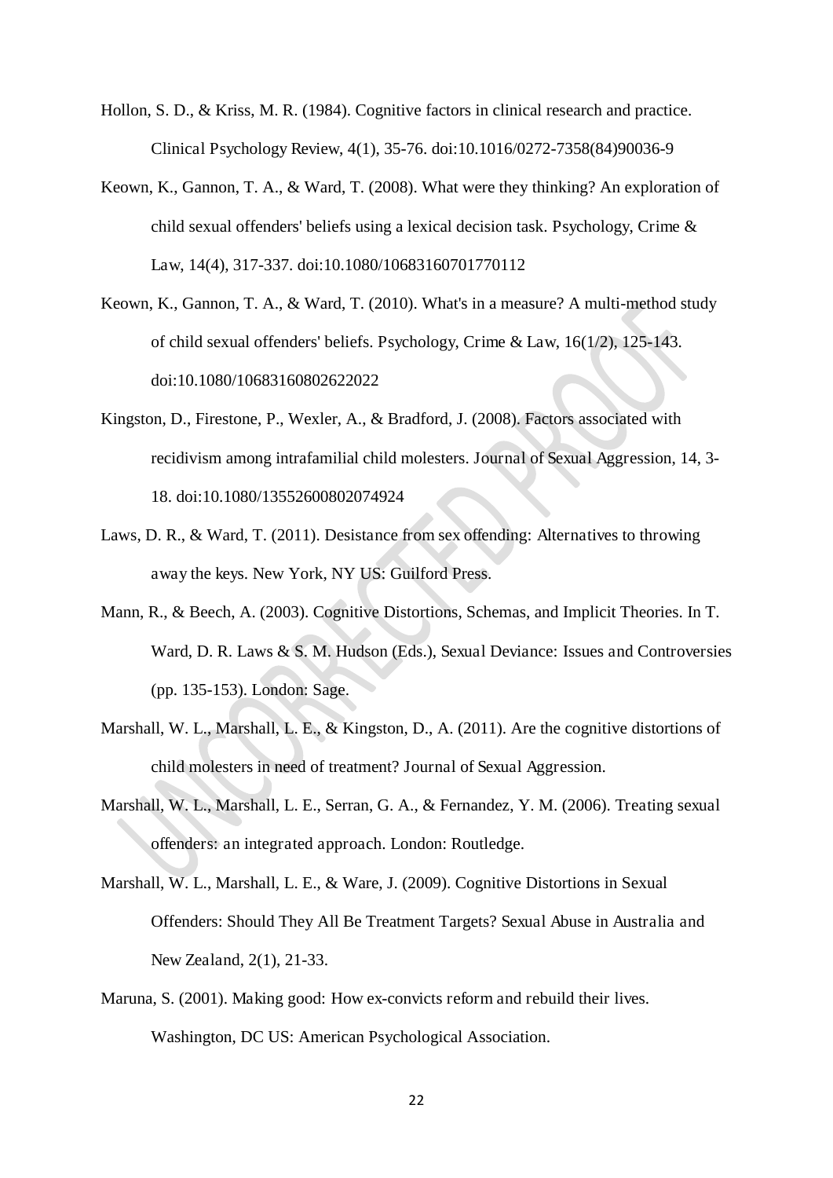Hollon, S. D., & Kriss, M. R. (1984). Cognitive factors in clinical research and practice. Clinical Psychology Review, 4(1), 35-76. doi:10.1016/0272-7358(84)90036-9

Keown, K., Gannon, T. A., & Ward, T. (2008). What were they thinking? An exploration of child sexual offenders' beliefs using a lexical decision task. Psychology, Crime & Law, 14(4), 317-337. doi:10.1080/10683160701770112

Keown, K., Gannon, T. A., & Ward, T. (2010). What's in a measure? A multi-method study of child sexual offenders' beliefs. Psychology, Crime & Law, 16(1/2), 125-143. doi:10.1080/10683160802622022

Kingston, D., Firestone, P., Wexler, A., & Bradford, J. (2008). Factors associated with recidivism among intrafamilial child molesters. Journal of Sexual Aggression, 14, 3-18. doi:10.1080/13552600802074924

Laws, D. R., & Ward, T. (2011). Desistance from sex offending: Alternatives to throwing away the keys. New York, NY US: Guilford Press.

Mann, R., & Beech, A. (2003). Cognitive Distortions, Schemas, and Implicit Theories. In T. Ward, D. R. Laws & S. M. Hudson (Eds.), Sexual Deviance: Issues and Controversies (pp. 135-153). London: Sage.

Marshall, W. L., Marshall, L. E., & Kingston, D., A. (2011). Are the cognitive distortions of child molesters in need of treatment? Journal of Sexual Aggression.

Marshall, W. L., Marshall, L. E., Serran, G. A., & Fernandez, Y. M. (2006). Treating sexual offenders: an integrated approach. London: Routledge.

Marshall, W. L., Marshall, L. E., & Ware, J. (2009). Cognitive Distortions in Sexual Offenders: Should They All Be Treatment Targets? Sexual Abuse in Australia and New Zealand, 2(1), 21-33.

Maruna, S. (2001). Making good: How ex-convicts reform and rebuild their lives. Washington, DC US: American Psychological Association.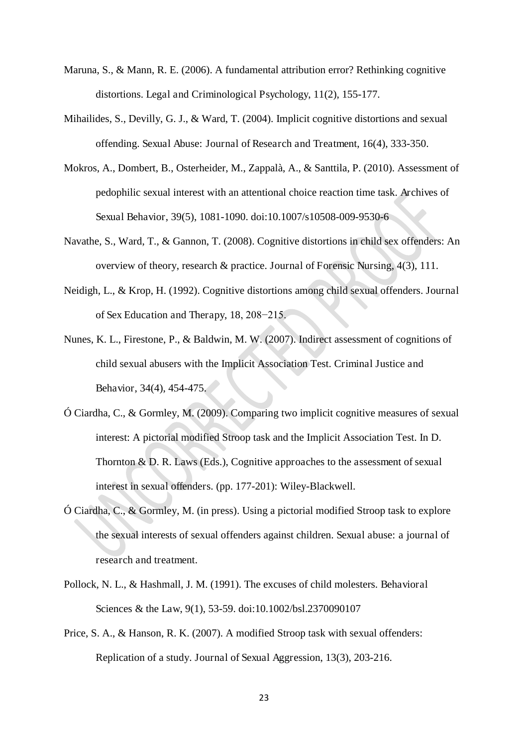Maruna, S., & Mann, R. E. (2006). A fundamental attribution error? Rethinking cognitive distortions. Legal and Criminological Psychology, 11(2), 155-177.

Mihailides, S., Devilly, G. J., & Ward, T. (2004). Implicit cognitive distortions and sexual offending. Sexual Abuse: Journal of Research and Treatment, 16(4), 333-350.

Mokros, A., Dombert, B., Osterheider, M., Zappalà, A., & Santtila, P. (2010). Assessment of pedophilic sexual interest with an attentional choice reaction time task. Archives of Sexual Behavior, 39(5), 1081-1090. doi:10.1007/s10508-009-9530-6

Navathe, S., Ward, T., & Gannon, T. (2008). Cognitive distortions in child sex offenders: An overview of theory, research & practice. Journal of Forensic Nursing, 4(3), 111.

Neidigh, L., & Krop, H. (1992). Cognitive distortions among child sexual offenders. Journal of Sex Education and Therapy, 18, 208−215.

Nunes, K. L., Firestone, P., & Baldwin, M. W. (2007). Indirect assessment of cognitions of child sexual abusers with the Implicit Association Test. Criminal Justice and Behavior, 34(4), 454-475.

Ó Ciardha, C., & Gormley, M. (2009). Comparing two implicit cognitive measures of sexual interest: A pictorial modified Stroop task and the Implicit Association Test. In D. Thornton & D. R. Laws (Eds.), Cognitive approaches to the assessment of sexual interest in sexual offenders. (pp. 177-201): Wiley-Blackwell.

Ó Ciardha, C., & Gormley, M. (in press). Using a pictorial modified Stroop task to explore the sexual interests of sexual offenders against children. Sexual abuse: a journal of research and treatment.

Pollock, N. L., & Hashmall, J. M. (1991). The excuses of child molesters. Behavioral Sciences & the Law, 9(1), 53-59. doi:10.1002/bsl.2370090107

Price, S. A., & Hanson, R. K. (2007). A modified Stroop task with sexual offenders: Replication of a study. Journal of Sexual Aggression, 13(3), 203-216.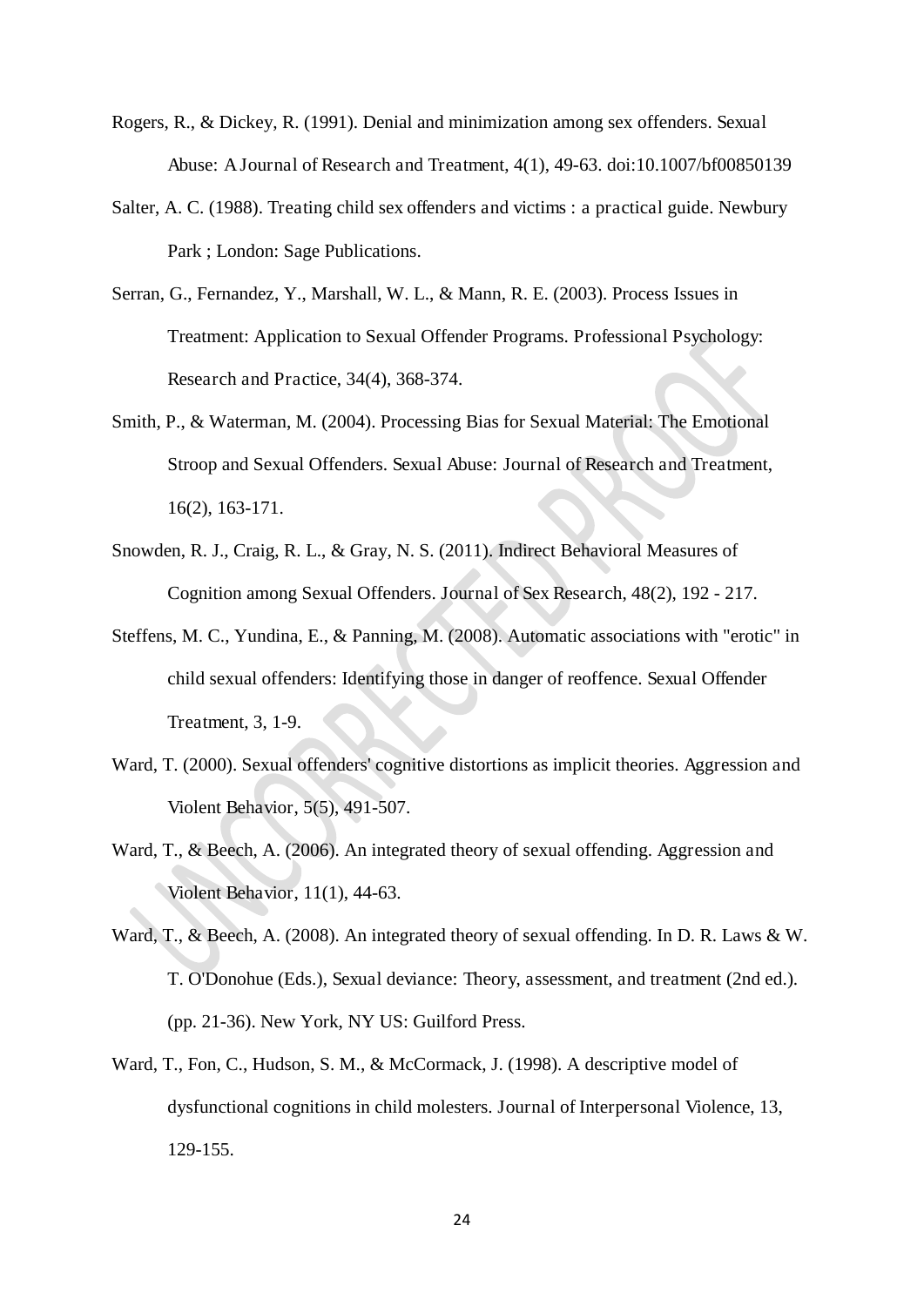Rogers, R., & Dickey, R. (1991). Denial and minimization among sex offenders. Sexual Abuse: A Journal of Research and Treatment, 4(1), 49-63. doi:10.1007/bf00850139

Salter, A. C. (1988). Treating child sex offenders and victims : a practical guide. Newbury Park ; London: Sage Publications.

Serran, G., Fernandez, Y., Marshall, W. L., & Mann, R. E. (2003). Process Issues in Treatment: Application to Sexual Offender Programs. Professional Psychology: Research and Practice, 34(4), 368-374.

Smith, P., & Waterman, M. (2004). Processing Bias for Sexual Material: The Emotional Stroop and Sexual Offenders. Sexual Abuse: Journal of Research and Treatment, 16(2), 163-171.

Snowden, R. J., Craig, R. L., & Gray, N. S. (2011). Indirect Behavioral Measures of Cognition among Sexual Offenders. Journal of Sex Research, 48(2), 192 - 217.

Steffens, M. C., Yundina, E., & Panning, M. (2008). Automatic associations with "erotic" in child sexual offenders: Identifying those in danger of reoffence. Sexual Offender Treatment, 3, 1-9.

Ward, T. (2000). Sexual offenders' cognitive distortions as implicit theories. Aggression and Violent Behavior, 5(5), 491-507.

Ward, T., & Beech, A. (2006). An integrated theory of sexual offending. Aggression and Violent Behavior, 11(1), 44-63.

Ward, T., & Beech, A. (2008). An integrated theory of sexual offending. In D. R. Laws & W. T. O'Donohue (Eds.), Sexual deviance: Theory, assessment, and treatment (2nd ed.). (pp. 21-36). New York, NY US: Guilford Press.

Ward, T., Fon, C., Hudson, S. M., & McCormack, J. (1998). A descriptive model of dysfunctional cognitions in child molesters. Journal of Interpersonal Violence, 13, 129-155.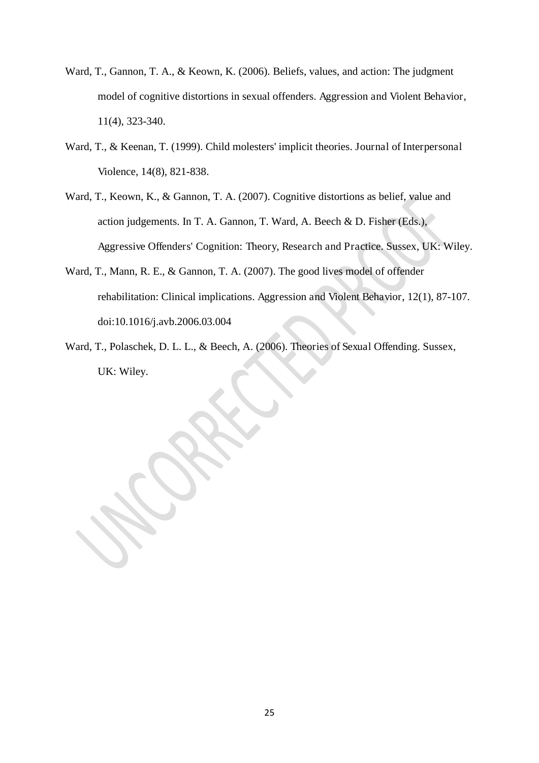Ward, T., Gannon, T. A., & Keown, K. (2006). Beliefs, values, and action: The judgment model of cognitive distortions in sexual offenders. Aggression and Violent Behavior, 11(4), 323-340.

Ward, T., & Keenan, T. (1999). Child molesters' implicit theories. Journal of Interpersonal Violence, 14(8), 821-838.

Ward, T., Keown, K., & Gannon, T. A. (2007). Cognitive distortions as belief, value and action judgements. In T. A. Gannon, T. Ward, A. Beech & D. Fisher (Eds.), Aggressive Offenders' Cognition: Theory, Research and Practice. Sussex, UK: Wiley.

Ward, T., Mann, R. E., & Gannon, T. A. (2007). The good lives model of offender rehabilitation: Clinical implications. Aggression and Violent Behavior, 12(1), 87-107. doi:10.1016/j.avb.2006.03.004

Ward, T., Polaschek, D. L. L., & Beech, A. (2006). Theories of Sexual Offending. Sussex, UK: Wiley.